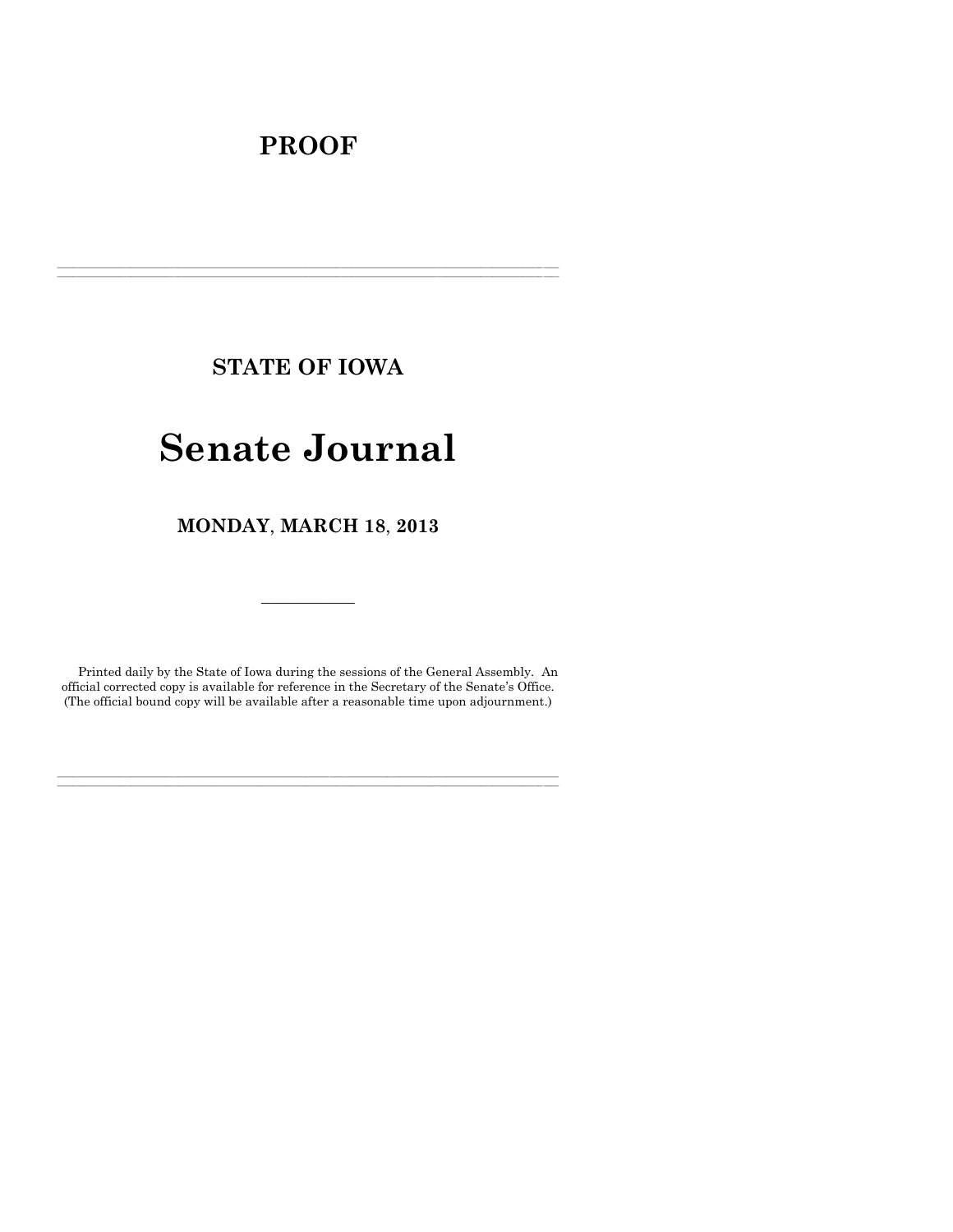# PROOF

---

## STATE OF IOWA

# Senate Journal

## MONDAY, MARCH 18, 2013

---

Printed daily by the State of Iowa during the sessions of the General Assembly. An official corrected copy is available for reference in the Secretary of the Senate's Office. (The official bound copy will be available after a reasonable time upon adjournment.)

---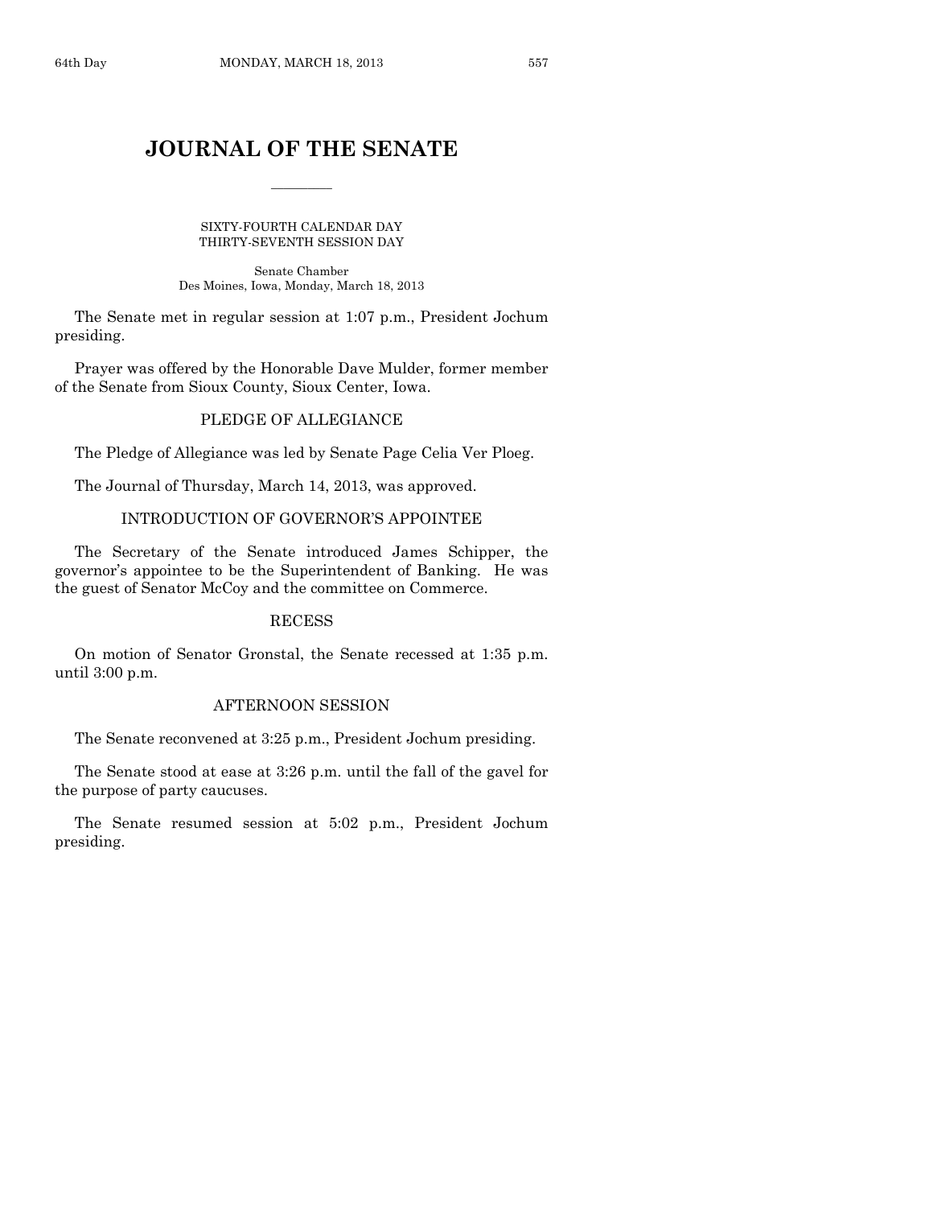# JOURNAL OF THE SENATE

SIXTY-FOURTH CALENDAR DAY
THIRTY-SEVENTH SESSION DAY

Senate Chamber
Des Moines, Iowa, Monday, March 18, 2013

The Senate met in regular session at 1:07 p.m., President Jochum presiding.

Prayer was offered by the Honorable Dave Mulder, former member of the Senate from Sioux County, Sioux Center, Iowa.

## PLEDGE OF ALLEGIANCE

The Pledge of Allegiance was led by Senate Page Celia Ver Ploeg.

The Journal of Thursday, March 14, 2013, was approved.

## INTRODUCTION OF GOVERNOR'S APPOINTEE

The Secretary of the Senate introduced James Schipper, the governor's appointee to be the Superintendent of Banking. He was the guest of Senator McCoy and the committee on Commerce.

## RECESS

On motion of Senator Gronstal, the Senate recessed at 1:35 p.m. until 3:00 p.m.

## AFTERNOON SESSION

The Senate reconvened at 3:25 p.m., President Jochum presiding.

The Senate stood at ease at 3:26 p.m. until the fall of the gavel for the purpose of party caucuses.

The Senate resumed session at 5:02 p.m., President Jochum presiding.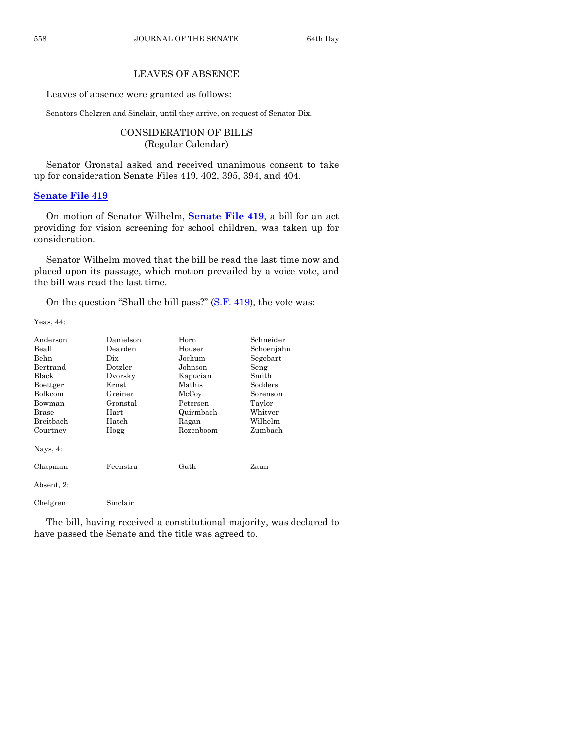## LEAVES OF ABSENCE

Leaves of absence were granted as follows:

Senators Chelgren and Sinclair, until they arrive, on request of Senator Dix.

## CONSIDERATION OF BILLS
(Regular Calendar)

Senator Gronstal asked and received unanimous consent to take up for consideration Senate Files 419, 402, 395, 394, and 404.

### Senate File 419

On motion of Senator Wilhelm, **Senate File 419**, a bill for an act providing for vision screening for school children, was taken up for consideration.

Senator Wilhelm moved that the bill be read the last time now and placed upon its passage, which motion prevailed by a voice vote, and the bill was read the last time.

On the question "Shall the bill pass?" (S.F. 419), the vote was:

Yeas, 44:

| | | | |
|---|---|---|---|
| Anderson | Danielson | Horn | Schneider |
| Beall | Dearden | Houser | Schoenjahn |
| Behn | Dix | Jochum | Segebart |
| Bertrand | Dotzler | Johnson | Seng |
| Black | Dvorsky | Kapucian | Smith |
| Boettger | Ernst | Mathis | Sodders |
| Bolkcom | Greiner | McCoy | Sorenson |
| Bowman | Gronstal | Petersen | Taylor |
| Brase | Hart | Quirmbach | Whitver |
| Breitbach | Hatch | Ragan | Wilhelm |
| Courtney | Hogg | Rozenboom | Zumbach |

Nays, 4:

| | | | |
|---|---|---|---|
| Chapman | Feenstra | Guth | Zaun |

Absent, 2:

| | |
|---|---|
| Chelgren | Sinclair |

The bill, having received a constitutional majority, was declared to have passed the Senate and the title was agreed to.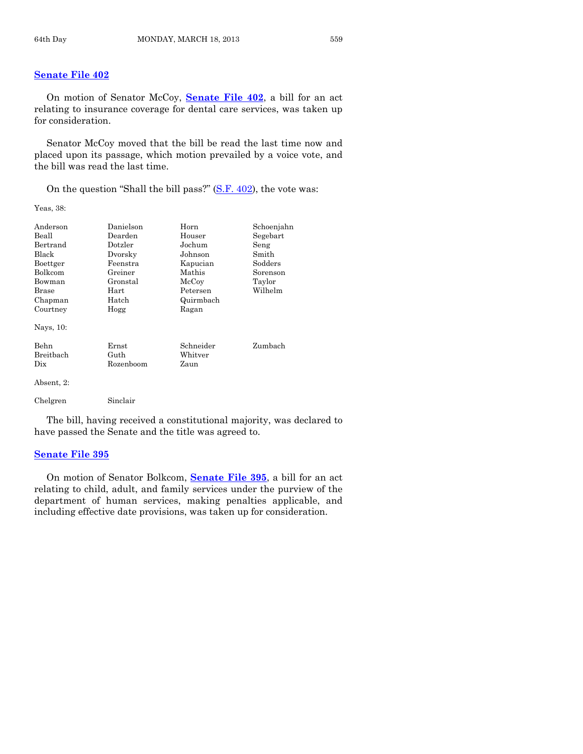## Senate File 402

On motion of Senator McCoy, **Senate File 402**, a bill for an act relating to insurance coverage for dental care services, was taken up for consideration.

Senator McCoy moved that the bill be read the last time now and placed upon its passage, which motion prevailed by a voice vote, and the bill was read the last time.

On the question "Shall the bill pass?" (S.F. 402), the vote was:

Yeas, 38:

| | | | |
|---|---|---|---|
| Anderson | Danielson | Horn | Schoenjahn |
| Beall | Dearden | Houser | Segebart |
| Bertrand | Dotzler | Jochum | Seng |
| Black | Dvorsky | Johnson | Smith |
| Boettger | Feenstra | Kapucian | Sodders |
| Bolkcom | Greiner | Mathis | Sorenson |
| Bowman | Gronstal | McCoy | Taylor |
| Brase | Hart | Petersen | Wilhelm |
| Chapman | Hatch | Quirmbach | |
| Courtney | Hogg | Ragan | |

Nays, 10:

| | | | |
|---|---|---|---|
| Behn | Ernst | Schneider | Zumbach |
| Breitbach | Guth | Whitver | |
| Dix | Rozenboom | Zaun | |

Absent, 2:

| | |
|---|---|
| Chelgren | Sinclair |

The bill, having received a constitutional majority, was declared to have passed the Senate and the title was agreed to.

## Senate File 395

On motion of Senator Bolkcom, **Senate File 395**, a bill for an act relating to child, adult, and family services under the purview of the department of human services, making penalties applicable, and including effective date provisions, was taken up for consideration.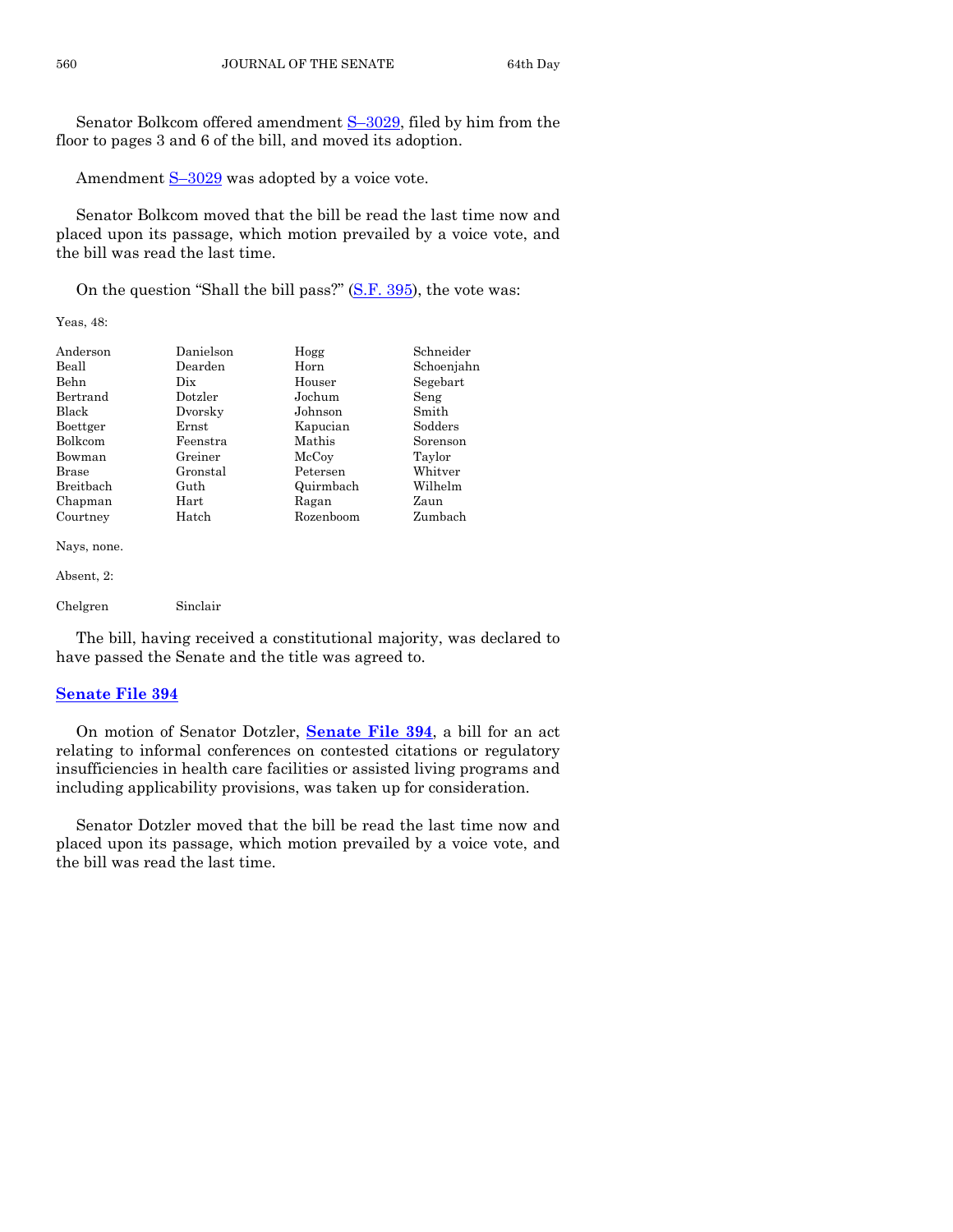Senator Bolkcom offered amendment S–3029, filed by him from the floor to pages 3 and 6 of the bill, and moved its adoption.

Amendment S–3029 was adopted by a voice vote.

Senator Bolkcom moved that the bill be read the last time now and placed upon its passage, which motion prevailed by a voice vote, and the bill was read the last time.

On the question "Shall the bill pass?" (S.F. 395), the vote was:

Yeas, 48:

| | | | |
|---|---|---|---|
| Anderson | Danielson | Hogg | Schneider |
| Beall | Dearden | Horn | Schoenjahn |
| Behn | Dix | Houser | Segebart |
| Bertrand | Dotzler | Jochum | Seng |
| Black | Dvorsky | Johnson | Smith |
| Boettger | Ernst | Kapucian | Sodders |
| Bolkcom | Feenstra | Mathis | Sorenson |
| Bowman | Greiner | McCoy | Taylor |
| Brase | Gronstal | Petersen | Whitver |
| Breitbach | Guth | Quirmbach | Wilhelm |
| Chapman | Hart | Ragan | Zaun |
| Courtney | Hatch | Rozenboom | Zumbach |

Nays, none.

Absent, 2:

Chelgren Sinclair

The bill, having received a constitutional majority, was declared to have passed the Senate and the title was agreed to.

## Senate File 394

On motion of Senator Dotzler, **Senate File 394**, a bill for an act relating to informal conferences on contested citations or regulatory insufficiencies in health care facilities or assisted living programs and including applicability provisions, was taken up for consideration.

Senator Dotzler moved that the bill be read the last time now and placed upon its passage, which motion prevailed by a voice vote, and the bill was read the last time.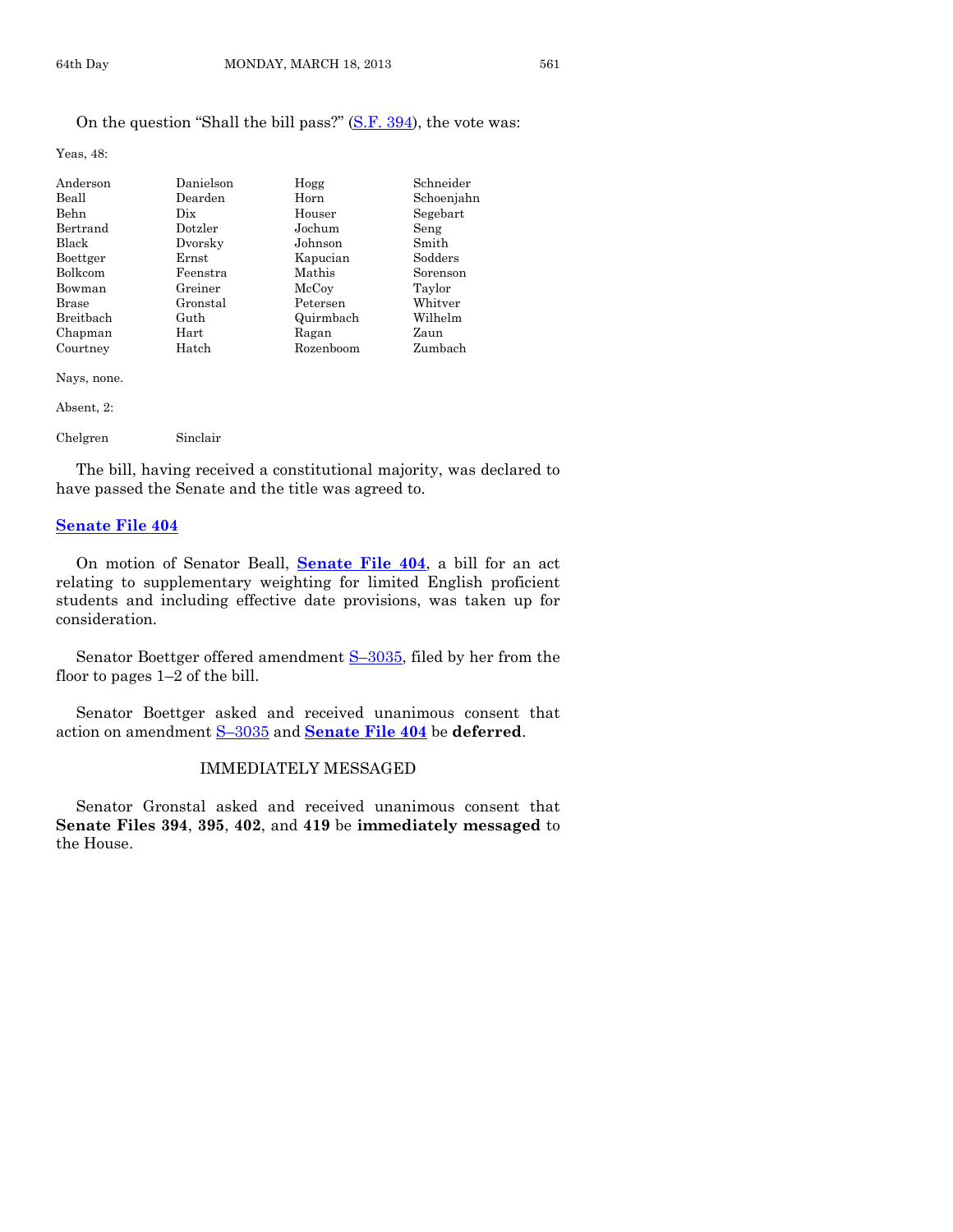On the question "Shall the bill pass?" (S.F. 394), the vote was:

Yeas, 48:

| | | | |
|---|---|---|---|
| Anderson | Danielson | Hogg | Schneider |
| Beall | Dearden | Horn | Schoenjahn |
| Behn | Dix | Houser | Segebart |
| Bertrand | Dotzler | Jochum | Seng |
| Black | Dvorsky | Johnson | Smith |
| Boettger | Ernst | Kapucian | Sodders |
| Bolkcom | Feenstra | Mathis | Sorenson |
| Bowman | Greiner | McCoy | Taylor |
| Brase | Gronstal | Petersen | Whitver |
| Breitbach | Guth | Quirmbach | Wilhelm |
| Chapman | Hart | Ragan | Zaun |
| Courtney | Hatch | Rozenboom | Zumbach |

Nays, none.

Absent, 2:

| | |
|---|---|
| Chelgren | Sinclair |

The bill, having received a constitutional majority, was declared to have passed the Senate and the title was agreed to.

## Senate File 404

On motion of Senator Beall, **Senate File 404**, a bill for an act relating to supplementary weighting for limited English proficient students and including effective date provisions, was taken up for consideration.

Senator Boettger offered amendment S–3035, filed by her from the floor to pages 1–2 of the bill.

Senator Boettger asked and received unanimous consent that action on amendment S–3035 and **Senate File 404** be **deferred**.

### IMMEDIATELY MESSAGED

Senator Gronstal asked and received unanimous consent that **Senate Files 394**, **395**, **402**, and **419** be **immediately messaged** to the House.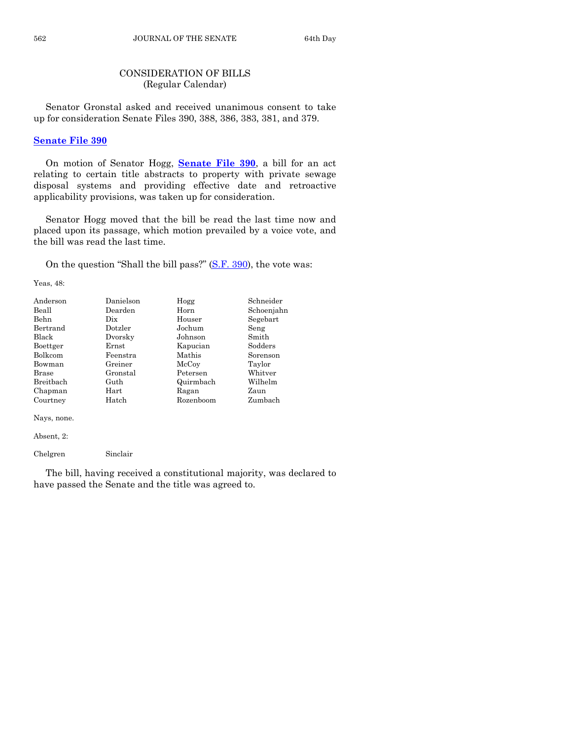## CONSIDERATION OF BILLS
(Regular Calendar)

Senator Gronstal asked and received unanimous consent to take up for consideration Senate Files 390, 388, 386, 383, 381, and 379.

**Senate File 390**

On motion of Senator Hogg, **Senate File 390**, a bill for an act relating to certain title abstracts to property with private sewage disposal systems and providing effective date and retroactive applicability provisions, was taken up for consideration.

Senator Hogg moved that the bill be read the last time now and placed upon its passage, which motion prevailed by a voice vote, and the bill was read the last time.

On the question "Shall the bill pass?" (S.F. 390), the vote was:

Yeas, 48:

| | | | |
|---|---|---|---|
| Anderson | Danielson | Hogg | Schneider |
| Beall | Dearden | Horn | Schoenjahn |
| Behn | Dix | Houser | Segebart |
| Bertrand | Dotzler | Jochum | Seng |
| Black | Dvorsky | Johnson | Smith |
| Boettger | Ernst | Kapucian | Sodders |
| Bolkcom | Feenstra | Mathis | Sorenson |
| Bowman | Greiner | McCoy | Taylor |
| Brase | Gronstal | Petersen | Whitver |
| Breitbach | Guth | Quirmbach | Wilhelm |
| Chapman | Hart | Ragan | Zaun |
| Courtney | Hatch | Rozenboom | Zumbach |

Nays, none.

Absent, 2:

| | |
|---|---|
| Chelgren | Sinclair |

The bill, having received a constitutional majority, was declared to have passed the Senate and the title was agreed to.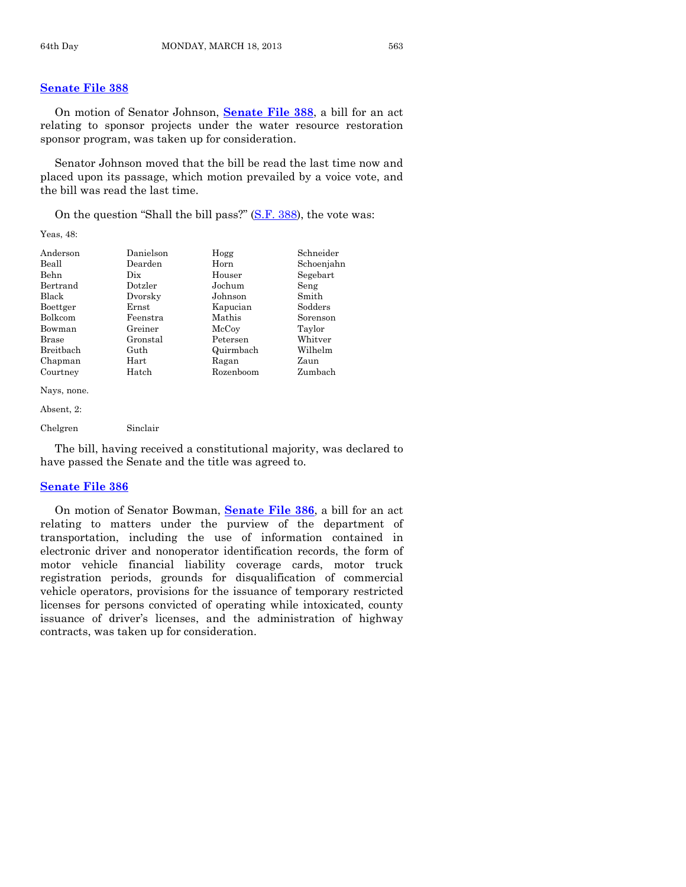## Senate File 388

On motion of Senator Johnson, **Senate File 388**, a bill for an act relating to sponsor projects under the water resource restoration sponsor program, was taken up for consideration.

Senator Johnson moved that the bill be read the last time now and placed upon its passage, which motion prevailed by a voice vote, and the bill was read the last time.

On the question "Shall the bill pass?" (S.F. 388), the vote was:

Yeas, 48:

| | | | |
|---|---|---|---|
| Anderson | Danielson | Hogg | Schneider |
| Beall | Dearden | Horn | Schoenjahn |
| Behn | Dix | Houser | Segebart |
| Bertrand | Dotzler | Jochum | Seng |
| Black | Dvorsky | Johnson | Smith |
| Boettger | Ernst | Kapucian | Sodders |
| Bolkcom | Feenstra | Mathis | Sorenson |
| Bowman | Greiner | McCoy | Taylor |
| Brase | Gronstal | Petersen | Whitver |
| Breitbach | Guth | Quirmbach | Wilhelm |
| Chapman | Hart | Ragan | Zaun |
| Courtney | Hatch | Rozenboom | Zumbach |

Nays, none.

Absent, 2:

| | |
|---|---|
| Chelgren | Sinclair |

The bill, having received a constitutional majority, was declared to have passed the Senate and the title was agreed to.

## Senate File 386

On motion of Senator Bowman, **Senate File 386**, a bill for an act relating to matters under the purview of the department of transportation, including the use of information contained in electronic driver and nonoperator identification records, the form of motor vehicle financial liability coverage cards, motor truck registration periods, grounds for disqualification of commercial vehicle operators, provisions for the issuance of temporary restricted licenses for persons convicted of operating while intoxicated, county issuance of driver's licenses, and the administration of highway contracts, was taken up for consideration.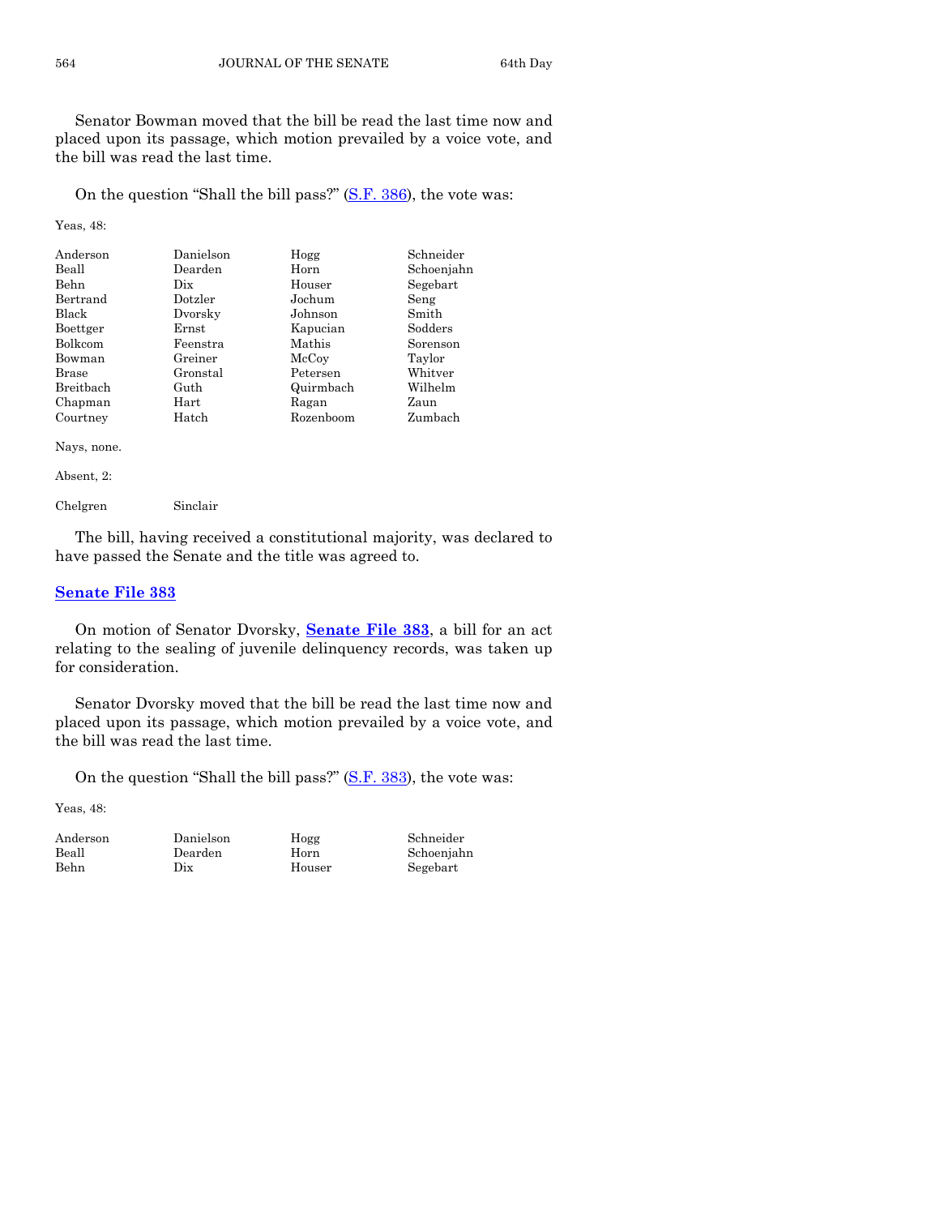Senator Bowman moved that the bill be read the last time now and placed upon its passage, which motion prevailed by a voice vote, and the bill was read the last time.

On the question "Shall the bill pass?" (S.F. 386), the vote was:

Yeas, 48:

| | | | |
|---|---|---|---|
| Anderson | Danielson | Hogg | Schneider |
| Beall | Dearden | Horn | Schoenjahn |
| Behn | Dix | Houser | Segebart |
| Bertrand | Dotzler | Jochum | Seng |
| Black | Dvorsky | Johnson | Smith |
| Boettger | Ernst | Kapucian | Sodders |
| Bolkcom | Feenstra | Mathis | Sorenson |
| Bowman | Greiner | McCoy | Taylor |
| Brase | Gronstal | Petersen | Whitver |
| Breitbach | Guth | Quirmbach | Wilhelm |
| Chapman | Hart | Ragan | Zaun |
| Courtney | Hatch | Rozenboom | Zumbach |

Nays, none.

Absent, 2:

| | |
|---|---|
| Chelgren | Sinclair |

The bill, having received a constitutional majority, was declared to have passed the Senate and the title was agreed to.

## Senate File 383

On motion of Senator Dvorsky, **Senate File 383**, a bill for an act relating to the sealing of juvenile delinquency records, was taken up for consideration.

Senator Dvorsky moved that the bill be read the last time now and placed upon its passage, which motion prevailed by a voice vote, and the bill was read the last time.

On the question "Shall the bill pass?" (S.F. 383), the vote was:

Yeas, 48:

| | | | |
|---|---|---|---|
| Anderson | Danielson | Hogg | Schneider |
| Beall | Dearden | Horn | Schoenjahn |
| Behn | Dix | Houser | Segebart |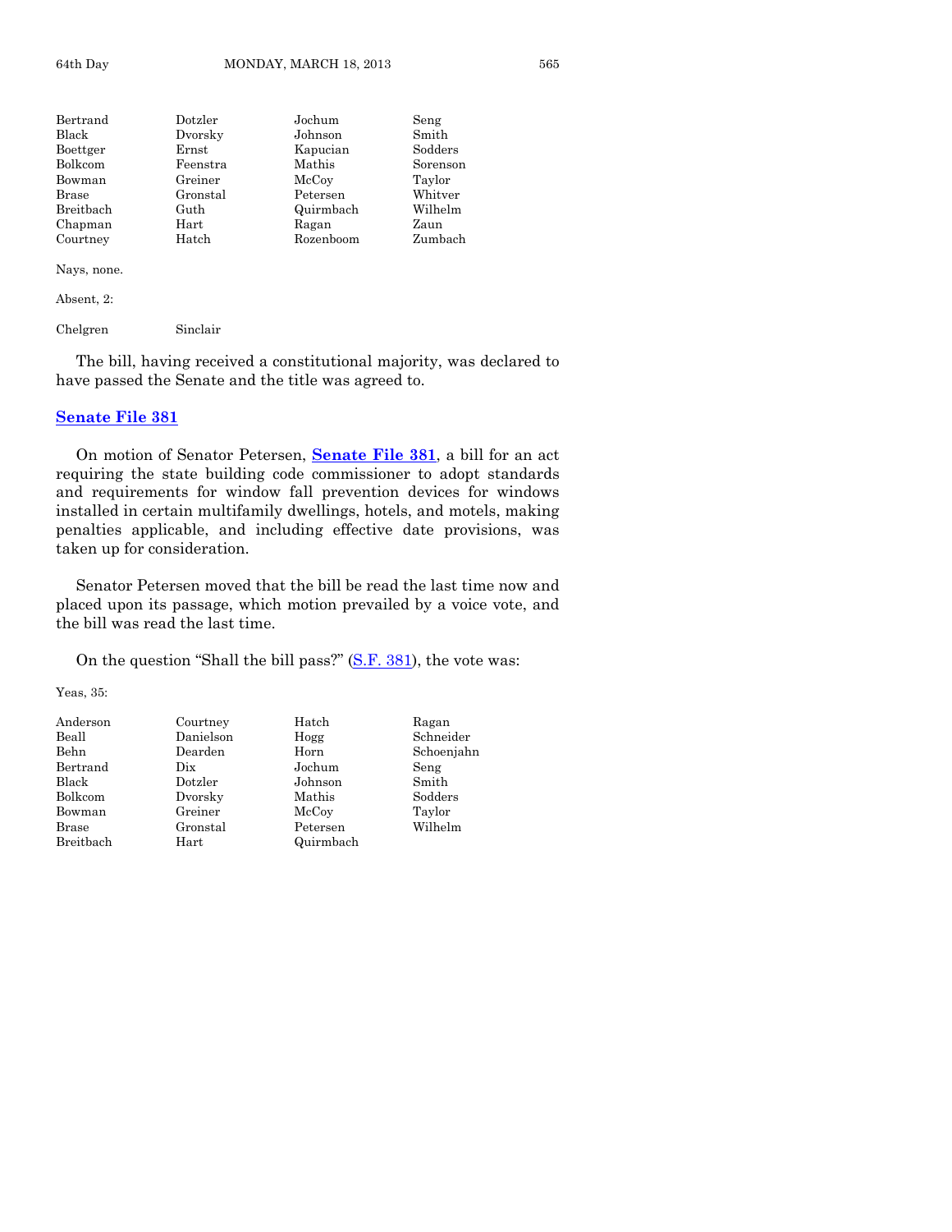| | | | |
|---|---|---|---|
| Bertrand | Dotzler | Jochum | Seng |
| Black | Dvorsky | Johnson | Smith |
| Boettger | Ernst | Kapucian | Sodders |
| Bolkcom | Feenstra | Mathis | Sorenson |
| Bowman | Greiner | McCoy | Taylor |
| Brase | Gronstal | Petersen | Whitver |
| Breitbach | Guth | Quirmbach | Wilhelm |
| Chapman | Hart | Ragan | Zaun |
| Courtney | Hatch | Rozenboom | Zumbach |

Nays, none.

Absent, 2:

| | |
|---|---|
| Chelgren | Sinclair |

The bill, having received a constitutional majority, was declared to have passed the Senate and the title was agreed to.

## Senate File 381

On motion of Senator Petersen, **Senate File 381**, a bill for an act requiring the state building code commissioner to adopt standards and requirements for window fall prevention devices for windows installed in certain multifamily dwellings, hotels, and motels, making penalties applicable, and including effective date provisions, was taken up for consideration.

Senator Petersen moved that the bill be read the last time now and placed upon its passage, which motion prevailed by a voice vote, and the bill was read the last time.

On the question "Shall the bill pass?" (S.F. 381), the vote was:

Yeas, 35:

| | | | |
|---|---|---|---|
| Anderson | Courtney | Hatch | Ragan |
| Beall | Danielson | Hogg | Schneider |
| Behn | Dearden | Horn | Schoenjahn |
| Bertrand | Dix | Jochum | Seng |
| Black | Dotzler | Johnson | Smith |
| Bolkcom | Dvorsky | Mathis | Sodders |
| Bowman | Greiner | McCoy | Taylor |
| Brase | Gronstal | Petersen | Wilhelm |
| Breitbach | Hart | Quirmbach | |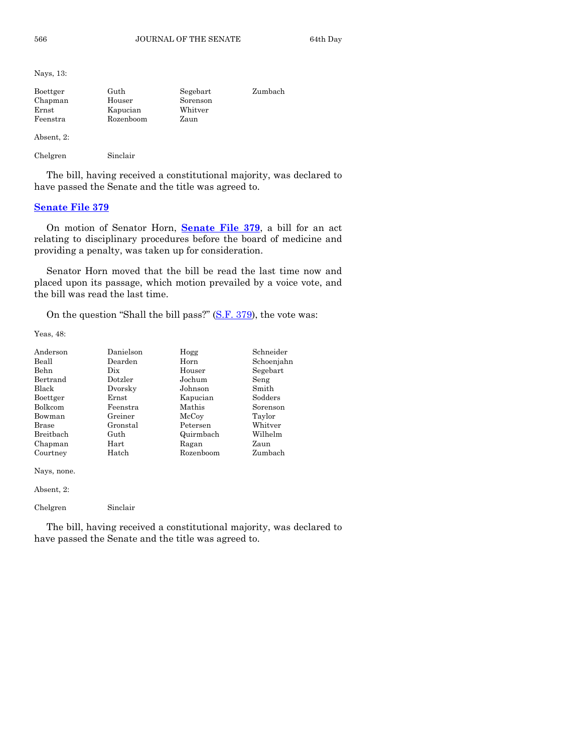Nays, 13:

| | | | |
|---|---|---|---|
| Boettger | Guth | Segebart | Zumbach |
| Chapman | Houser | Sorenson | |
| Ernst | Kapucian | Whitver | |
| Feenstra | Rozenboom | Zaun | |

Absent, 2:

| | |
|---|---|
| Chelgren | Sinclair |

The bill, having received a constitutional majority, was declared to have passed the Senate and the title was agreed to.

## Senate File 379

On motion of Senator Horn, **Senate File 379**, a bill for an act relating to disciplinary procedures before the board of medicine and providing a penalty, was taken up for consideration.

Senator Horn moved that the bill be read the last time now and placed upon its passage, which motion prevailed by a voice vote, and the bill was read the last time.

On the question "Shall the bill pass?" (S.F. 379), the vote was:

Yeas, 48:

| | | | |
|---|---|---|---|
| Anderson | Danielson | Hogg | Schneider |
| Beall | Dearden | Horn | Schoenjahn |
| Behn | Dix | Houser | Segebart |
| Bertrand | Dotzler | Jochum | Seng |
| Black | Dvorsky | Johnson | Smith |
| Boettger | Ernst | Kapucian | Sodders |
| Bolkcom | Feenstra | Mathis | Sorenson |
| Bowman | Greiner | McCoy | Taylor |
| Brase | Gronstal | Petersen | Whitver |
| Breitbach | Guth | Quirmbach | Wilhelm |
| Chapman | Hart | Ragan | Zaun |
| Courtney | Hatch | Rozenboom | Zumbach |

Nays, none.

Absent, 2:

| | |
|---|---|
| Chelgren | Sinclair |

The bill, having received a constitutional majority, was declared to have passed the Senate and the title was agreed to.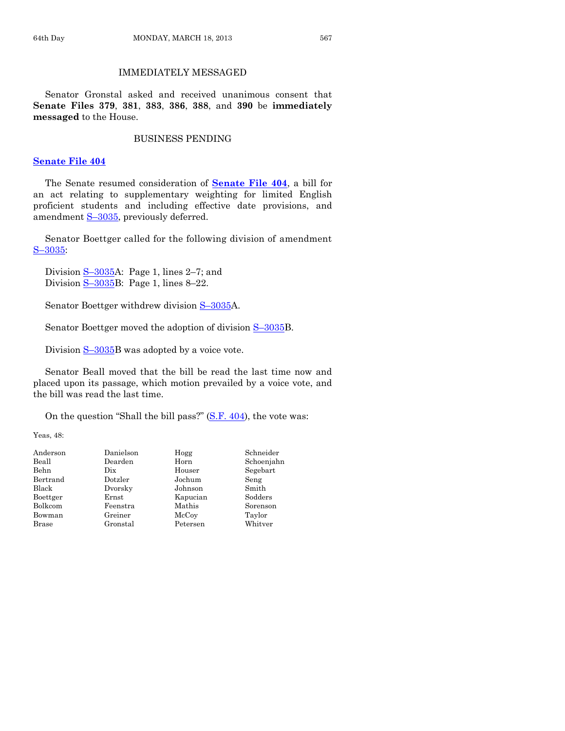## IMMEDIATELY MESSAGED

Senator Gronstal asked and received unanimous consent that **Senate Files 379**, **381**, **383**, **386**, **388**, and **390** be **immediately messaged** to the House.

## BUSINESS PENDING

### Senate File 404

The Senate resumed consideration of **Senate File 404**, a bill for an act relating to supplementary weighting for limited English proficient students and including effective date provisions, and amendment S–3035, previously deferred.

Senator Boettger called for the following division of amendment S–3035:

Division S–3035A: Page 1, lines 2–7; and
Division S–3035B: Page 1, lines 8–22.

Senator Boettger withdrew division S–3035A.

Senator Boettger moved the adoption of division S–3035B.

Division S–3035B was adopted by a voice vote.

Senator Beall moved that the bill be read the last time now and placed upon its passage, which motion prevailed by a voice vote, and the bill was read the last time.

On the question "Shall the bill pass?" (S.F. 404), the vote was:

Yeas, 48:

| | | | |
|---|---|---|---|
| Anderson | Danielson | Hogg | Schneider |
| Beall | Dearden | Horn | Schoenjahn |
| Behn | Dix | Houser | Segebart |
| Bertrand | Dotzler | Jochum | Seng |
| Black | Dvorsky | Johnson | Smith |
| Boettger | Ernst | Kapucian | Sodders |
| Bolkcom | Feenstra | Mathis | Sorenson |
| Bowman | Greiner | McCoy | Taylor |
| Brase | Gronstal | Petersen | Whitver |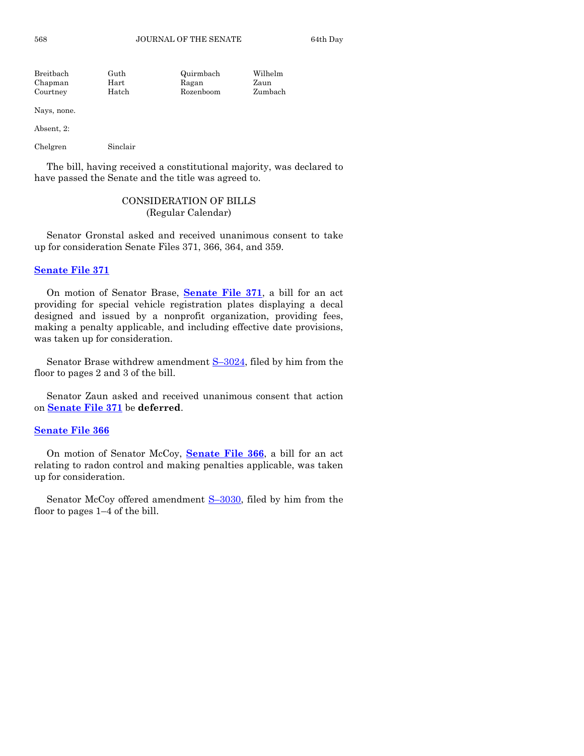| | | | |
|---|---|---|---|
| Breitbach | Guth | Quirmbach | Wilhelm |
| Chapman | Hart | Ragan | Zaun |
| Courtney | Hatch | Rozenboom | Zumbach |

Nays, none.

Absent, 2:

| | |
|---|---|
| Chelgren | Sinclair |

The bill, having received a constitutional majority, was declared to have passed the Senate and the title was agreed to.

## CONSIDERATION OF BILLS
(Regular Calendar)

Senator Gronstal asked and received unanimous consent to take up for consideration Senate Files 371, 366, 364, and 359.

### Senate File 371

On motion of Senator Brase, **Senate File 371**, a bill for an act providing for special vehicle registration plates displaying a decal designed and issued by a nonprofit organization, providing fees, making a penalty applicable, and including effective date provisions, was taken up for consideration.

Senator Brase withdrew amendment S–3024, filed by him from the floor to pages 2 and 3 of the bill.

Senator Zaun asked and received unanimous consent that action on **Senate File 371** be **deferred**.

### Senate File 366

On motion of Senator McCoy, **Senate File 366**, a bill for an act relating to radon control and making penalties applicable, was taken up for consideration.

Senator McCoy offered amendment S–3030, filed by him from the floor to pages 1–4 of the bill.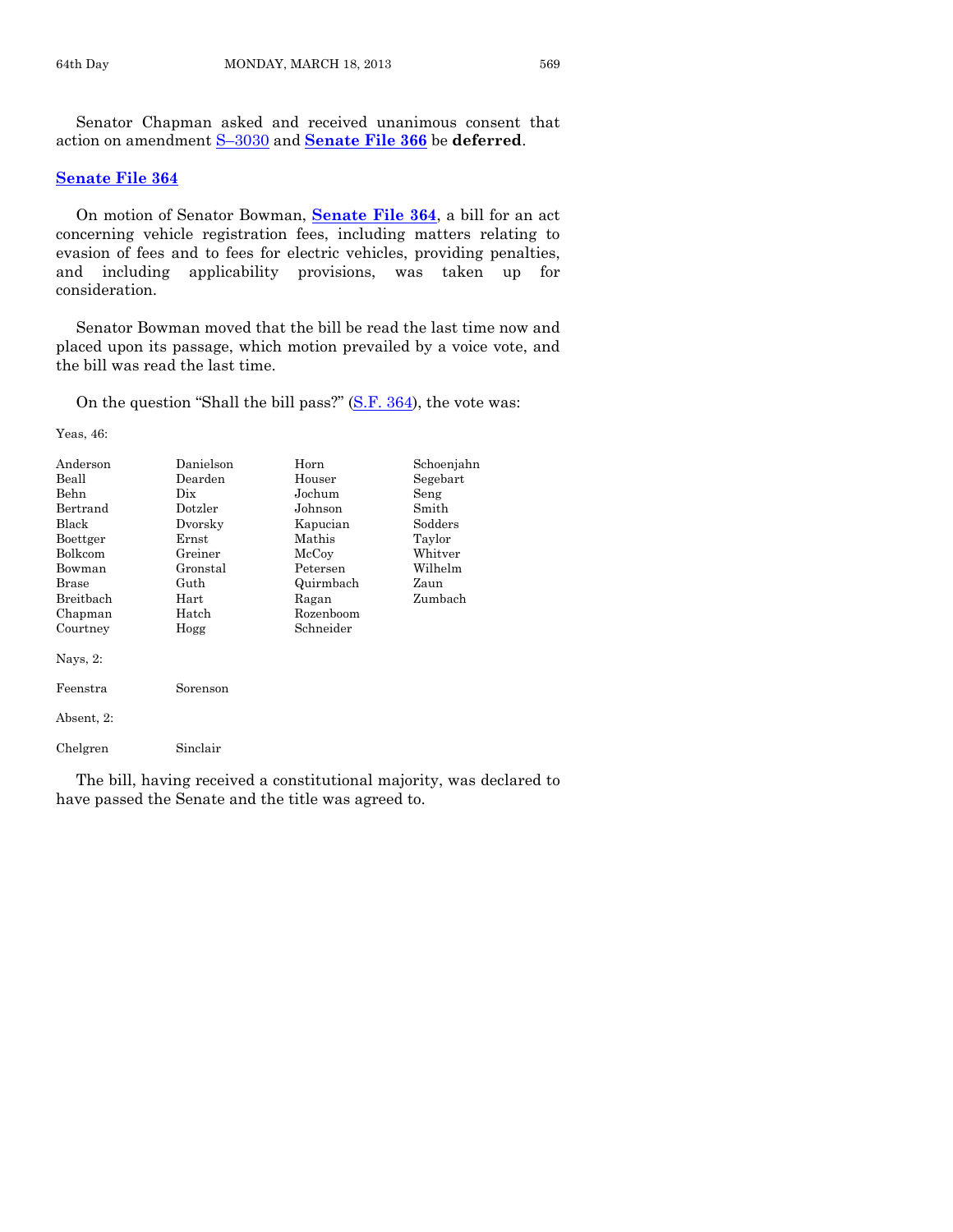Senator Chapman asked and received unanimous consent that action on amendment S–3030 and **Senate File 366** be **deferred**.

## Senate File 364

On motion of Senator Bowman, **Senate File 364**, a bill for an act concerning vehicle registration fees, including matters relating to evasion of fees and to fees for electric vehicles, providing penalties, and including applicability provisions, was taken up for consideration.

Senator Bowman moved that the bill be read the last time now and placed upon its passage, which motion prevailed by a voice vote, and the bill was read the last time.

On the question "Shall the bill pass?" (S.F. 364), the vote was:

Yeas, 46:

| | | | |
|---|---|---|---|
| Anderson | Danielson | Horn | Schoenjahn |
| Beall | Dearden | Houser | Segebart |
| Behn | Dix | Jochum | Seng |
| Bertrand | Dotzler | Johnson | Smith |
| Black | Dvorsky | Kapucian | Sodders |
| Boettger | Ernst | Mathis | Taylor |
| Bolkcom | Greiner | McCoy | Whitver |
| Bowman | Gronstal | Petersen | Wilhelm |
| Brase | Guth | Quirmbach | Zaun |
| Breitbach | Hart | Ragan | Zumbach |
| Chapman | Hatch | Rozenboom | |
| Courtney | Hogg | Schneider | |

Nays, 2:

| | |
|---|---|
| Feenstra | Sorenson |

Absent, 2:

| | |
|---|---|
| Chelgren | Sinclair |

The bill, having received a constitutional majority, was declared to have passed the Senate and the title was agreed to.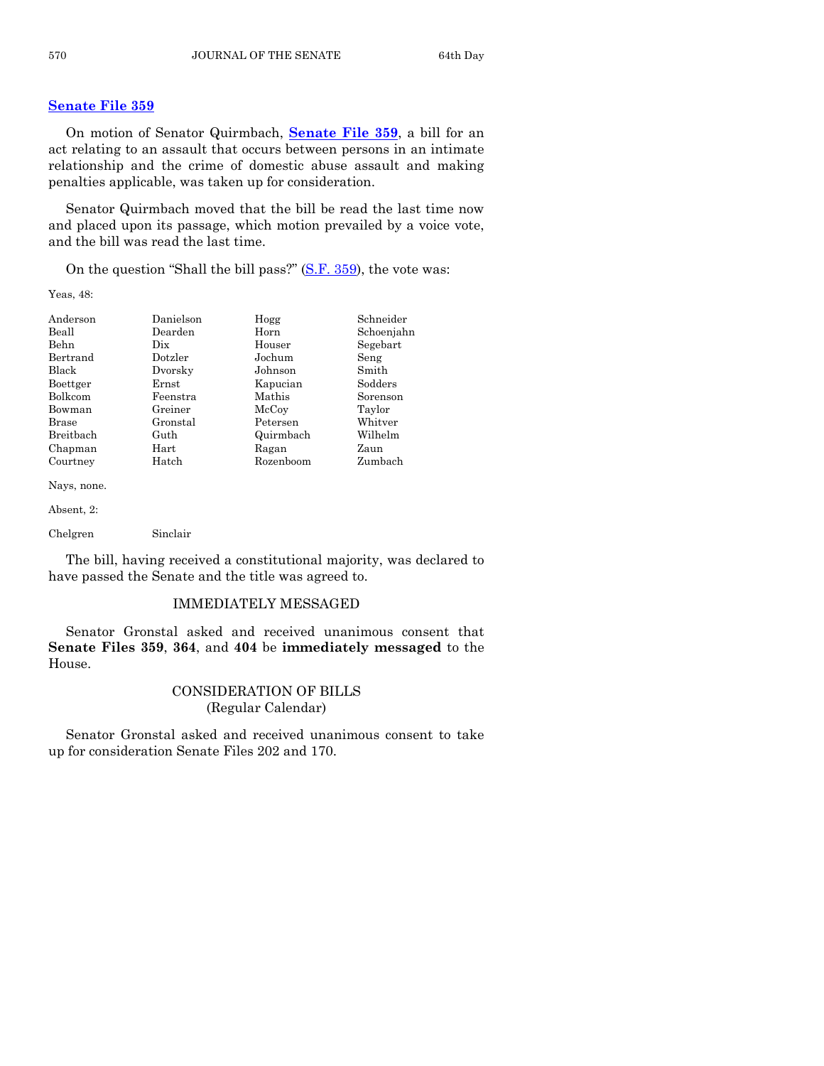## Senate File 359

On motion of Senator Quirmbach, **Senate File 359**, a bill for an act relating to an assault that occurs between persons in an intimate relationship and the crime of domestic abuse assault and making penalties applicable, was taken up for consideration.

Senator Quirmbach moved that the bill be read the last time now and placed upon its passage, which motion prevailed by a voice vote, and the bill was read the last time.

On the question "Shall the bill pass?" (S.F. 359), the vote was:

Yeas, 48:

| | | | |
|---|---|---|---|
| Anderson | Danielson | Hogg | Schneider |
| Beall | Dearden | Horn | Schoenjahn |
| Behn | Dix | Houser | Segebart |
| Bertrand | Dotzler | Jochum | Seng |
| Black | Dvorsky | Johnson | Smith |
| Boettger | Ernst | Kapucian | Sodders |
| Bolkcom | Feenstra | Mathis | Sorenson |
| Bowman | Greiner | McCoy | Taylor |
| Brase | Gronstal | Petersen | Whitver |
| Breitbach | Guth | Quirmbach | Wilhelm |
| Chapman | Hart | Ragan | Zaun |
| Courtney | Hatch | Rozenboom | Zumbach |

Nays, none.

Absent, 2:

Chelgren Sinclair

The bill, having received a constitutional majority, was declared to have passed the Senate and the title was agreed to.

### IMMEDIATELY MESSAGED

Senator Gronstal asked and received unanimous consent that **Senate Files 359**, **364**, and **404** be **immediately messaged** to the House.

### CONSIDERATION OF BILLS (Regular Calendar)

Senator Gronstal asked and received unanimous consent to take up for consideration Senate Files 202 and 170.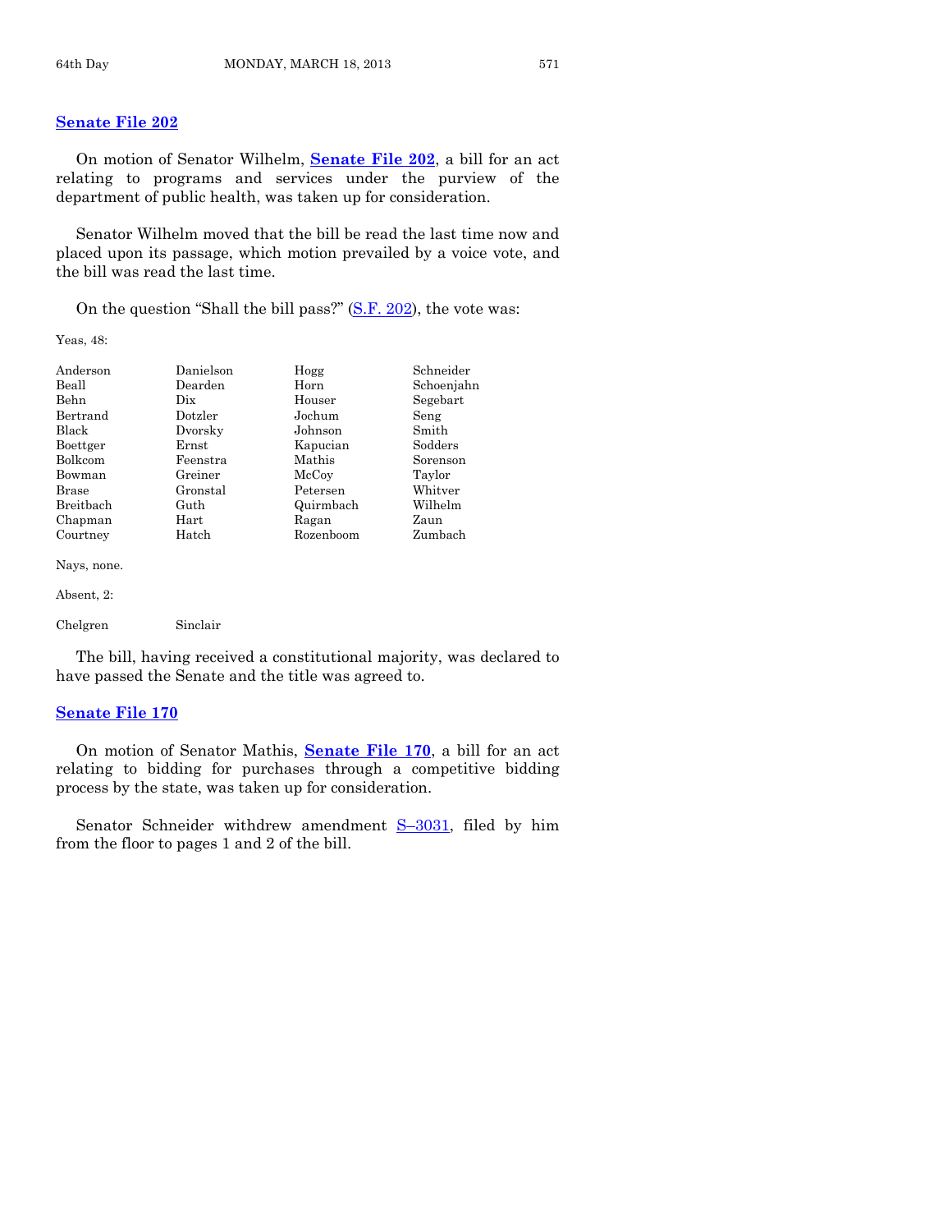## Senate File 202

On motion of Senator Wilhelm, **Senate File 202**, a bill for an act relating to programs and services under the purview of the department of public health, was taken up for consideration.

Senator Wilhelm moved that the bill be read the last time now and placed upon its passage, which motion prevailed by a voice vote, and the bill was read the last time.

On the question "Shall the bill pass?" (S.F. 202), the vote was:

Yeas, 48:

| | | | |
|---|---|---|---|
| Anderson | Danielson | Hogg | Schneider |
| Beall | Dearden | Horn | Schoenjahn |
| Behn | Dix | Houser | Segebart |
| Bertrand | Dotzler | Jochum | Seng |
| Black | Dvorsky | Johnson | Smith |
| Boettger | Ernst | Kapucian | Sodders |
| Bolkcom | Feenstra | Mathis | Sorenson |
| Bowman | Greiner | McCoy | Taylor |
| Brase | Gronstal | Petersen | Whitver |
| Breitbach | Guth | Quirmbach | Wilhelm |
| Chapman | Hart | Ragan | Zaun |
| Courtney | Hatch | Rozenboom | Zumbach |

Nays, none.

Absent, 2:

| | |
|---|---|
| Chelgren | Sinclair |

The bill, having received a constitutional majority, was declared to have passed the Senate and the title was agreed to.

## Senate File 170

On motion of Senator Mathis, **Senate File 170**, a bill for an act relating to bidding for purchases through a competitive bidding process by the state, was taken up for consideration.

Senator Schneider withdrew amendment S–3031, filed by him from the floor to pages 1 and 2 of the bill.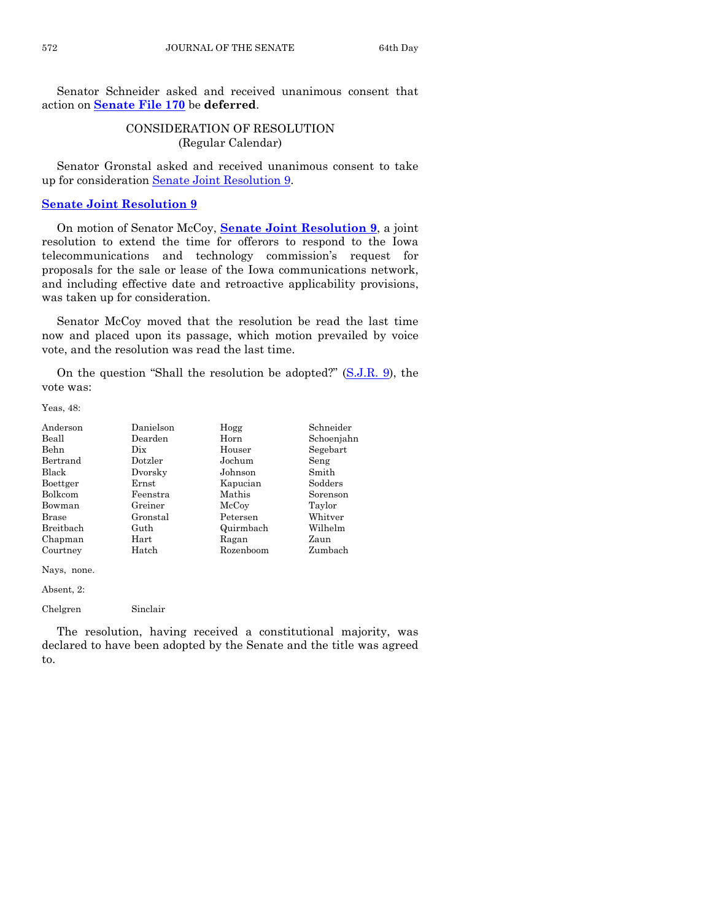Senator Schneider asked and received unanimous consent that action on **Senate File 170** be **deferred**.

## CONSIDERATION OF RESOLUTION
(Regular Calendar)

Senator Gronstal asked and received unanimous consent to take up for consideration Senate Joint Resolution 9.

### Senate Joint Resolution 9

On motion of Senator McCoy, **Senate Joint Resolution 9**, a joint resolution to extend the time for offerors to respond to the Iowa telecommunications and technology commission's request for proposals for the sale or lease of the Iowa communications network, and including effective date and retroactive applicability provisions, was taken up for consideration.

Senator McCoy moved that the resolution be read the last time now and placed upon its passage, which motion prevailed by voice vote, and the resolution was read the last time.

On the question "Shall the resolution be adopted?" (S.J.R. 9), the vote was:

Yeas, 48:

| | | | |
|---|---|---|---|
| Anderson | Danielson | Hogg | Schneider |
| Beall | Dearden | Horn | Schoenjahn |
| Behn | Dix | Houser | Segebart |
| Bertrand | Dotzler | Jochum | Seng |
| Black | Dvorsky | Johnson | Smith |
| Boettger | Ernst | Kapucian | Sodders |
| Bolkcom | Feenstra | Mathis | Sorenson |
| Bowman | Greiner | McCoy | Taylor |
| Brase | Gronstal | Petersen | Whitver |
| Breitbach | Guth | Quirmbach | Wilhelm |
| Chapman | Hart | Ragan | Zaun |
| Courtney | Hatch | Rozenboom | Zumbach |

Nays, none.

Absent, 2:

Chelgren Sinclair

The resolution, having received a constitutional majority, was declared to have been adopted by the Senate and the title was agreed to.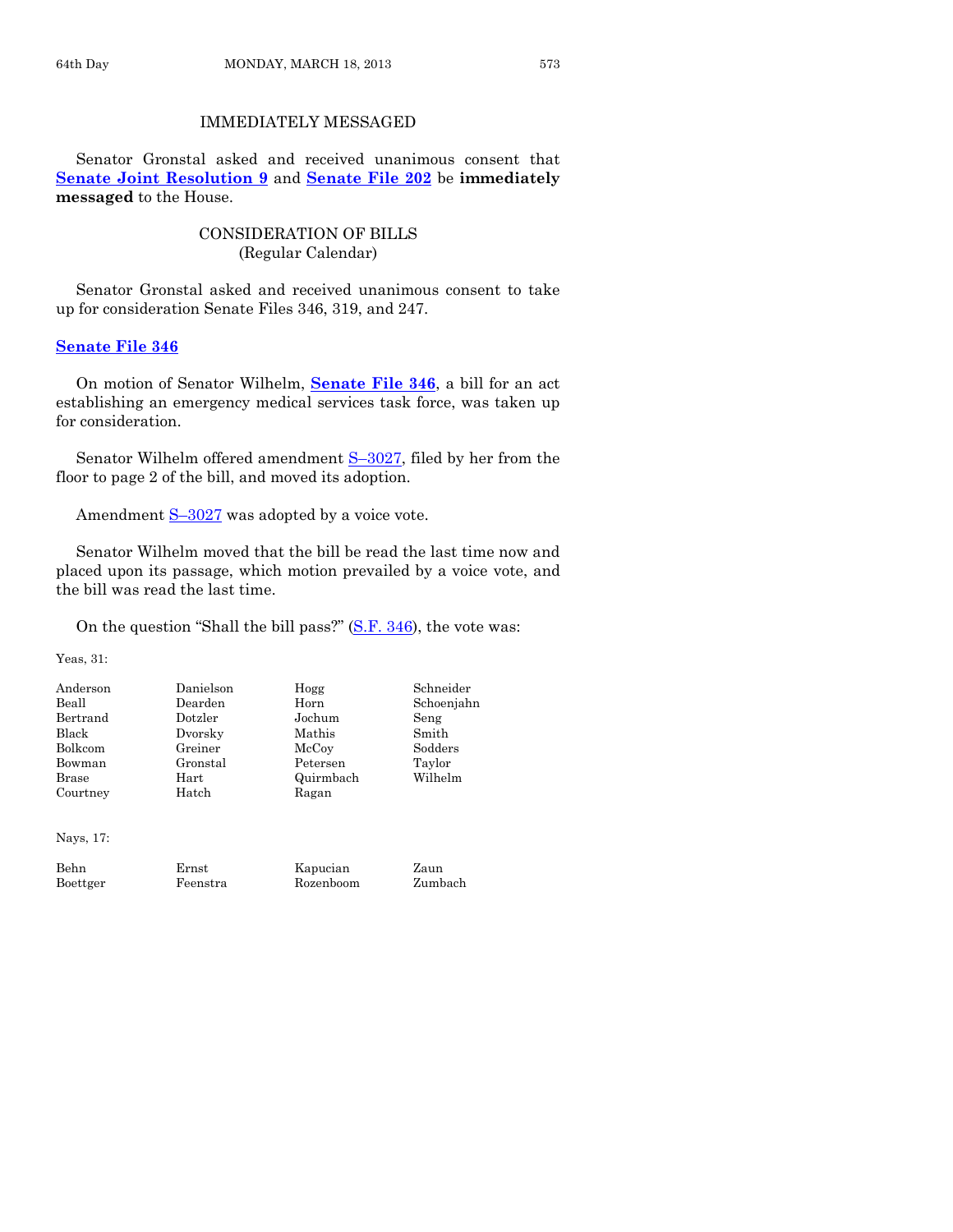## IMMEDIATELY MESSAGED

Senator Gronstal asked and received unanimous consent that **Senate Joint Resolution 9** and **Senate File 202** be **immediately messaged** to the House.

## CONSIDERATION OF BILLS
(Regular Calendar)

Senator Gronstal asked and received unanimous consent to take up for consideration Senate Files 346, 319, and 247.

### Senate File 346

On motion of Senator Wilhelm, **Senate File 346**, a bill for an act establishing an emergency medical services task force, was taken up for consideration.

Senator Wilhelm offered amendment S–3027, filed by her from the floor to page 2 of the bill, and moved its adoption.

Amendment S–3027 was adopted by a voice vote.

Senator Wilhelm moved that the bill be read the last time now and placed upon its passage, which motion prevailed by a voice vote, and the bill was read the last time.

On the question "Shall the bill pass?" (S.F. 346), the vote was:

Yeas, 31:

| | | | |
|---|---|---|---|
| Anderson | Danielson | Hogg | Schneider |
| Beall | Dearden | Horn | Schoenjahn |
| Bertrand | Dotzler | Jochum | Seng |
| Black | Dvorsky | Mathis | Smith |
| Bolkcom | Greiner | McCoy | Sodders |
| Bowman | Gronstal | Petersen | Taylor |
| Brase | Hart | Quirmbach | Wilhelm |
| Courtney | Hatch | Ragan | |

Nays, 17:

| | | | |
|---|---|---|---|
| Behn | Ernst | Kapucian | Zaun |
| Boettger | Feenstra | Rozenboom | Zumbach |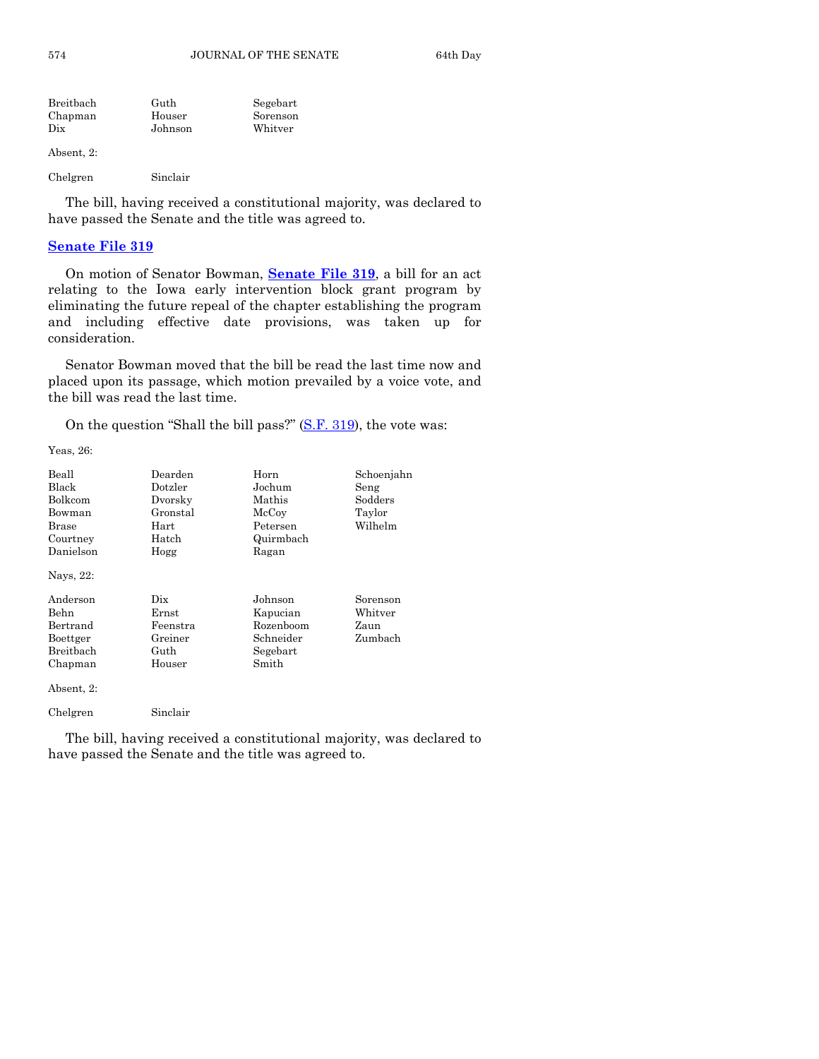| | | |
|---|---|---|
| Breitbach | Guth | Segebart |
| Chapman | Houser | Sorenson |
| Dix | Johnson | Whitver |

Absent, 2:

| | |
|---|---|
| Chelgren | Sinclair |

The bill, having received a constitutional majority, was declared to have passed the Senate and the title was agreed to.

## Senate File 319

On motion of Senator Bowman, **Senate File 319**, a bill for an act relating to the Iowa early intervention block grant program by eliminating the future repeal of the chapter establishing the program and including effective date provisions, was taken up for consideration.

Senator Bowman moved that the bill be read the last time now and placed upon its passage, which motion prevailed by a voice vote, and the bill was read the last time.

On the question "Shall the bill pass?" (S.F. 319), the vote was:

Yeas, 26:

| | | | |
|---|---|---|---|
| Beall | Dearden | Horn | Schoenjahn |
| Black | Dotzler | Jochum | Seng |
| Bolkcom | Dvorsky | Mathis | Sodders |
| Bowman | Gronstal | McCoy | Taylor |
| Brase | Hart | Petersen | Wilhelm |
| Courtney | Hatch | Quirmbach | |
| Danielson | Hogg | Ragan | |

Nays, 22:

| | | | |
|---|---|---|---|
| Anderson | Dix | Johnson | Sorenson |
| Behn | Ernst | Kapucian | Whitver |
| Bertrand | Feenstra | Rozenboom | Zaun |
| Boettger | Greiner | Schneider | Zumbach |
| Breitbach | Guth | Segebart | |
| Chapman | Houser | Smith | |

Absent, 2:

| | |
|---|---|
| Chelgren | Sinclair |

The bill, having received a constitutional majority, was declared to have passed the Senate and the title was agreed to.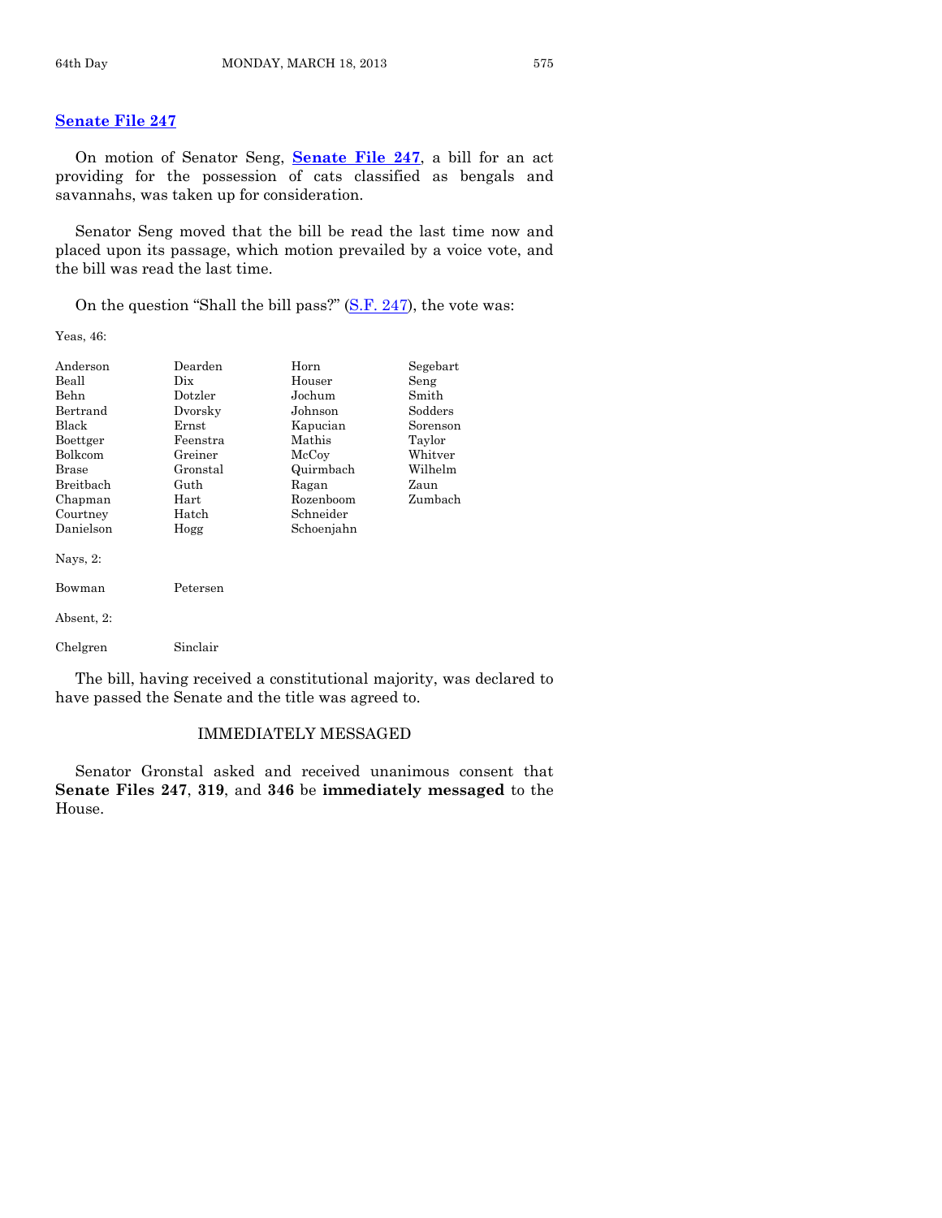## Senate File 247

On motion of Senator Seng, **Senate File 247**, a bill for an act providing for the possession of cats classified as bengals and savannahs, was taken up for consideration.

Senator Seng moved that the bill be read the last time now and placed upon its passage, which motion prevailed by a voice vote, and the bill was read the last time.

On the question "Shall the bill pass?" (S.F. 247), the vote was:

Yeas, 46:

| | | | |
|---|---|---|---|
| Anderson | Dearden | Horn | Segebart |
| Beall | Dix | Houser | Seng |
| Behn | Dotzler | Jochum | Smith |
| Bertrand | Dvorsky | Johnson | Sodders |
| Black | Ernst | Kapucian | Sorenson |
| Boettger | Feenstra | Mathis | Taylor |
| Bolkcom | Greiner | McCoy | Whitver |
| Brase | Gronstal | Quirmbach | Wilhelm |
| Breitbach | Guth | Ragan | Zaun |
| Chapman | Hart | Rozenboom | Zumbach |
| Courtney | Hatch | Schneider | |
| Danielson | Hogg | Schoenjahn | |

Nays, 2:

| | |
|---|---|
| Bowman | Petersen |

Absent, 2:

| | |
|---|---|
| Chelgren | Sinclair |

The bill, having received a constitutional majority, was declared to have passed the Senate and the title was agreed to.

### IMMEDIATELY MESSAGED

Senator Gronstal asked and received unanimous consent that **Senate Files 247**, **319**, and **346** be **immediately messaged** to the House.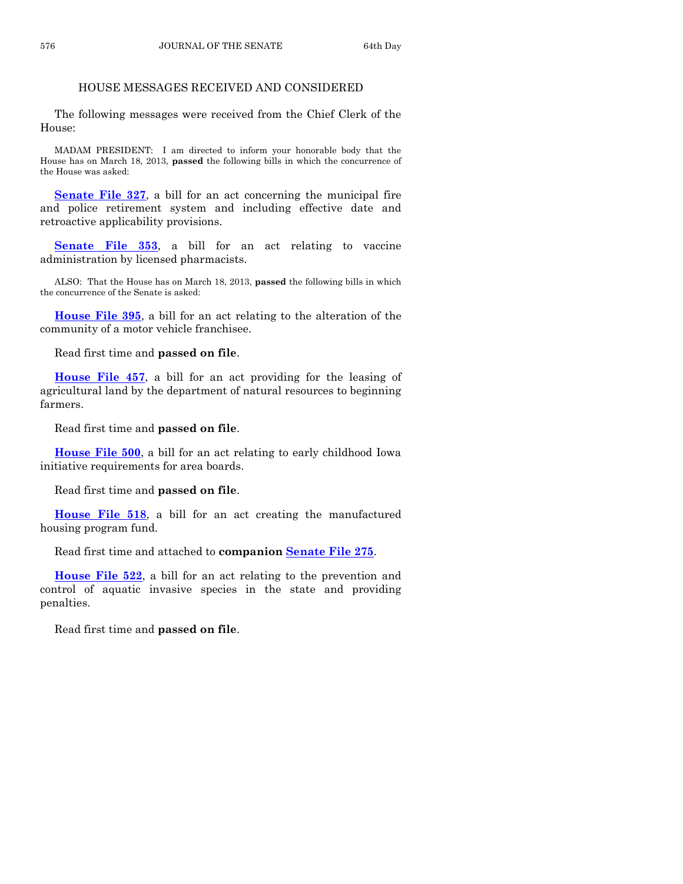## HOUSE MESSAGES RECEIVED AND CONSIDERED

The following messages were received from the Chief Clerk of the House:

MADAM PRESIDENT: I am directed to inform your honorable body that the House has on March 18, 2013, **passed** the following bills in which the concurrence of the House was asked:

**Senate File 327**, a bill for an act concerning the municipal fire and police retirement system and including effective date and retroactive applicability provisions.

**Senate File 353**, a bill for an act relating to vaccine administration by licensed pharmacists.

ALSO: That the House has on March 18, 2013, **passed** the following bills in which the concurrence of the Senate is asked:

**House File 395**, a bill for an act relating to the alteration of the community of a motor vehicle franchisee.

Read first time and **passed on file**.

**House File 457**, a bill for an act providing for the leasing of agricultural land by the department of natural resources to beginning farmers.

Read first time and **passed on file**.

**House File 500**, a bill for an act relating to early childhood Iowa initiative requirements for area boards.

Read first time and **passed on file**.

**House File 518**, a bill for an act creating the manufactured housing program fund.

Read first time and attached to **companion Senate File 275**.

**House File 522**, a bill for an act relating to the prevention and control of aquatic invasive species in the state and providing penalties.

Read first time and **passed on file**.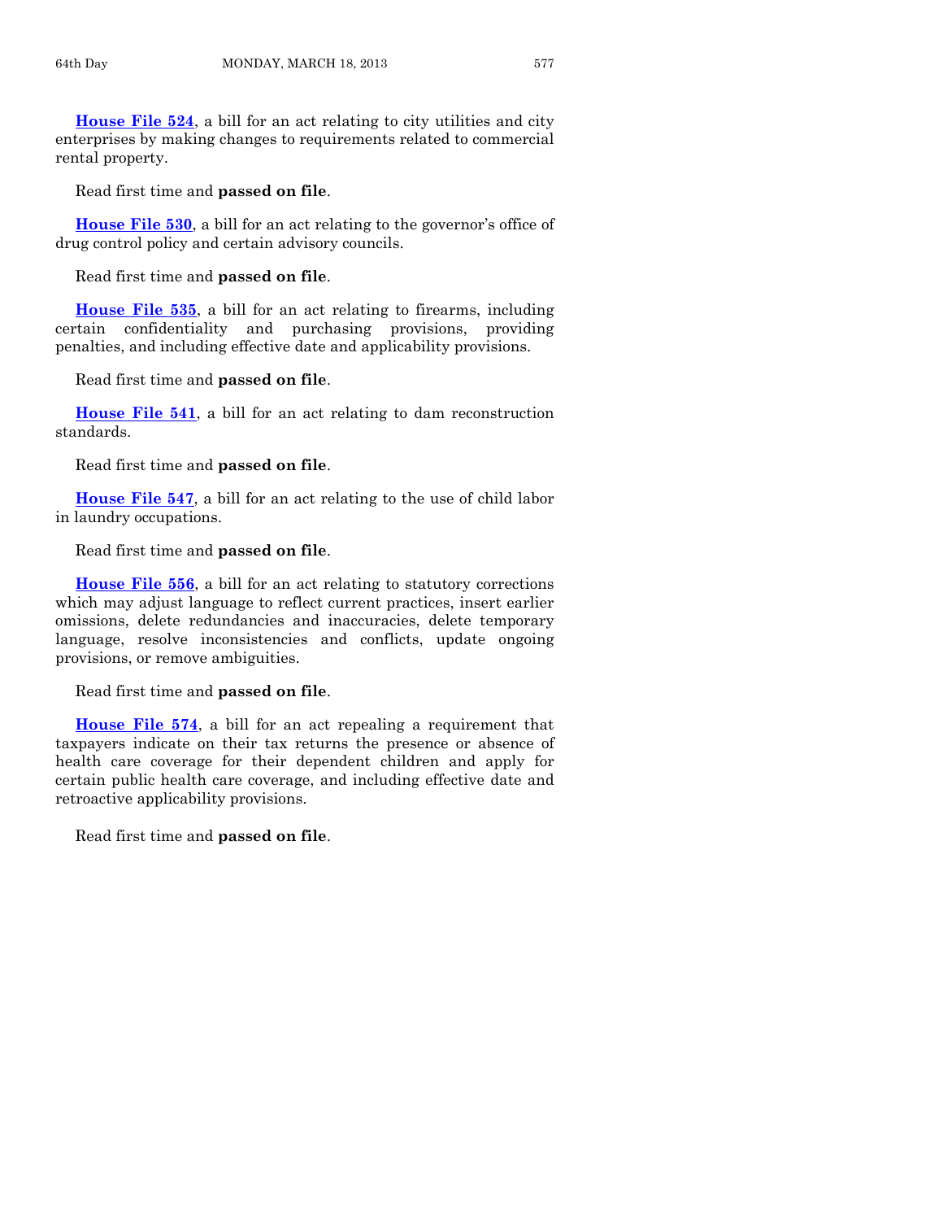**House File 524**, a bill for an act relating to city utilities and city enterprises by making changes to requirements related to commercial rental property.

Read first time and **passed on file**.

**House File 530**, a bill for an act relating to the governor's office of drug control policy and certain advisory councils.

Read first time and **passed on file**.

**House File 535**, a bill for an act relating to firearms, including certain confidentiality and purchasing provisions, providing penalties, and including effective date and applicability provisions.

Read first time and **passed on file**.

**House File 541**, a bill for an act relating to dam reconstruction standards.

Read first time and **passed on file**.

**House File 547**, a bill for an act relating to the use of child labor in laundry occupations.

Read first time and **passed on file**.

**House File 556**, a bill for an act relating to statutory corrections which may adjust language to reflect current practices, insert earlier omissions, delete redundancies and inaccuracies, delete temporary language, resolve inconsistencies and conflicts, update ongoing provisions, or remove ambiguities.

Read first time and **passed on file**.

**House File 574**, a bill for an act repealing a requirement that taxpayers indicate on their tax returns the presence or absence of health care coverage for their dependent children and apply for certain public health care coverage, and including effective date and retroactive applicability provisions.

Read first time and **passed on file**.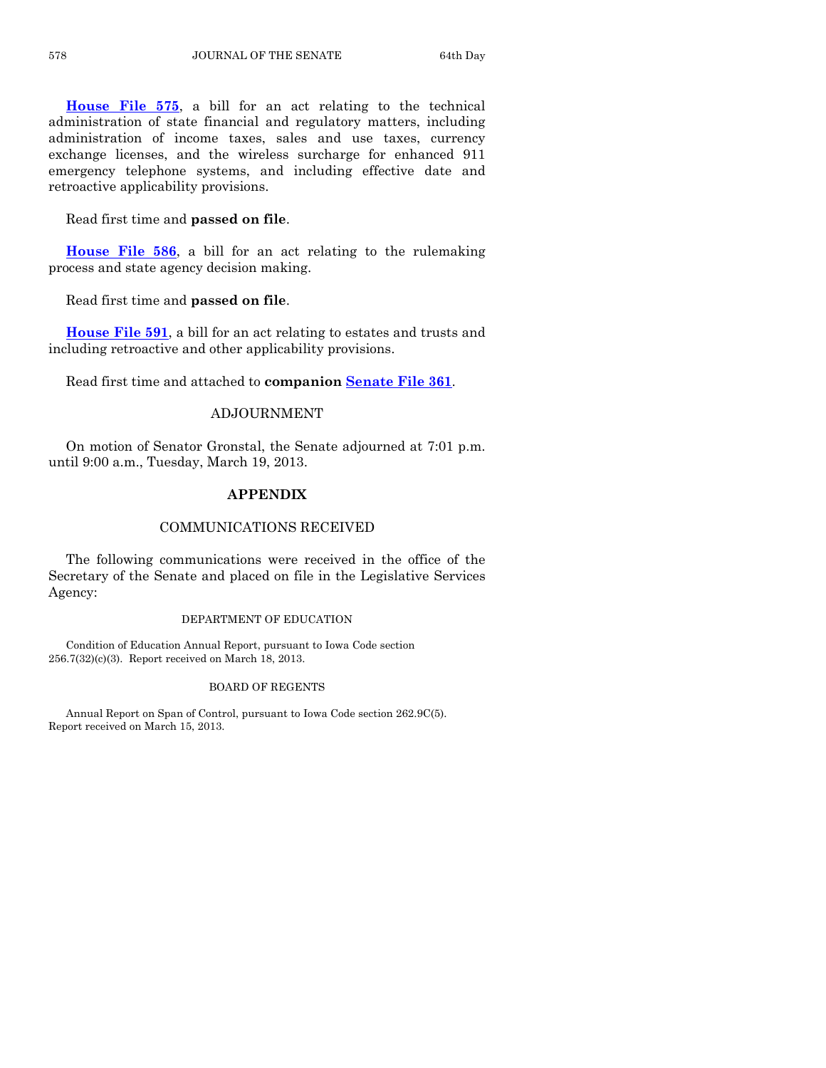**House File 575**, a bill for an act relating to the technical administration of state financial and regulatory matters, including administration of income taxes, sales and use taxes, currency exchange licenses, and the wireless surcharge for enhanced 911 emergency telephone systems, and including effective date and retroactive applicability provisions.

Read first time and **passed on file**.

**House File 586**, a bill for an act relating to the rulemaking process and state agency decision making.

Read first time and **passed on file**.

**House File 591**, a bill for an act relating to estates and trusts and including retroactive and other applicability provisions.

Read first time and attached to **companion Senate File 361**.

## ADJOURNMENT

On motion of Senator Gronstal, the Senate adjourned at 7:01 p.m. until 9:00 a.m., Tuesday, March 19, 2013.

## APPENDIX

## COMMUNICATIONS RECEIVED

The following communications were received in the office of the Secretary of the Senate and placed on file in the Legislative Services Agency:

### DEPARTMENT OF EDUCATION

Condition of Education Annual Report, pursuant to Iowa Code section 256.7(32)(c)(3). Report received on March 18, 2013.

### BOARD OF REGENTS

Annual Report on Span of Control, pursuant to Iowa Code section 262.9C(5). Report received on March 15, 2013.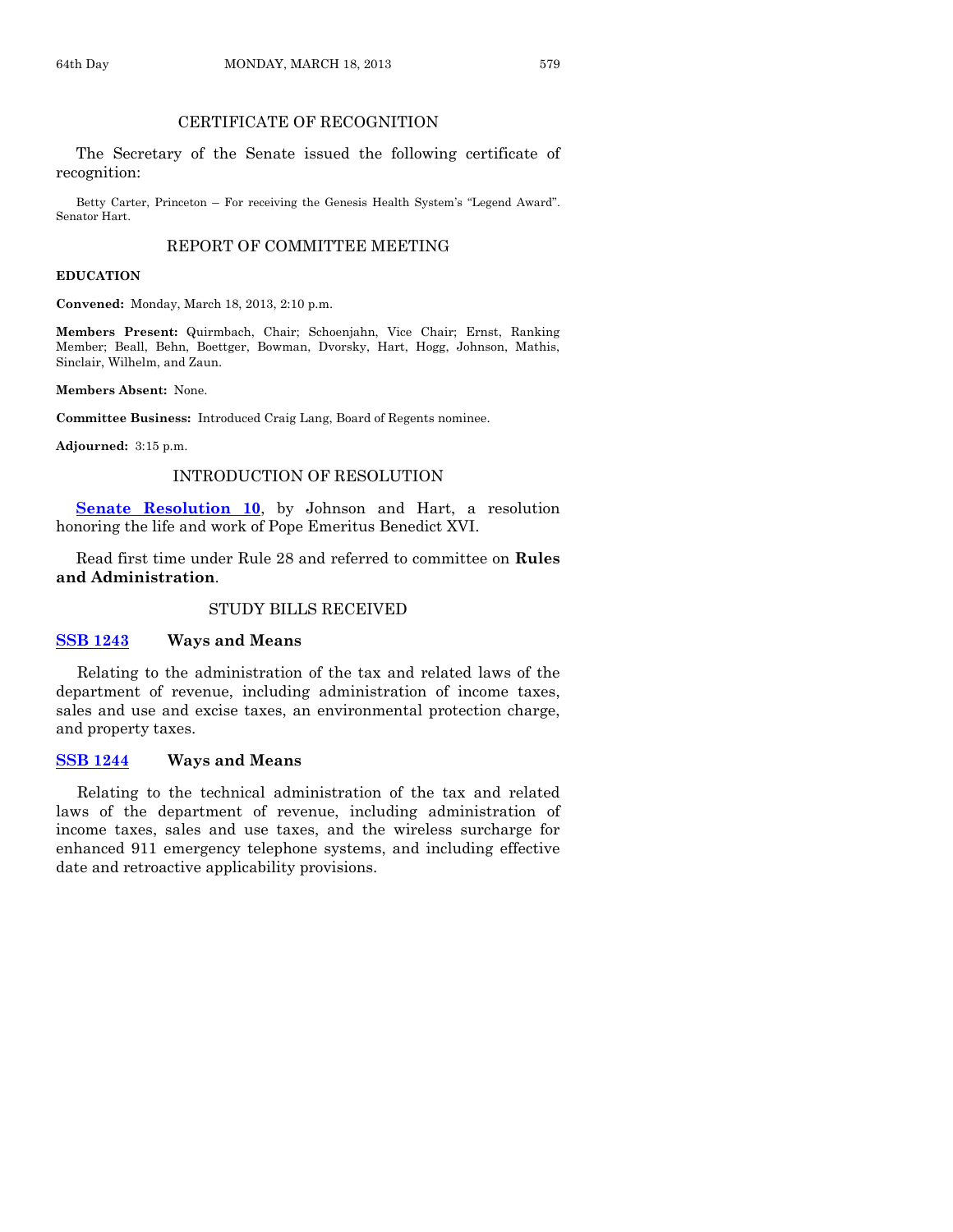## CERTIFICATE OF RECOGNITION

The Secretary of the Senate issued the following certificate of recognition:

Betty Carter, Princeton – For receiving the Genesis Health System's "Legend Award". Senator Hart.

## REPORT OF COMMITTEE MEETING

**EDUCATION**

**Convened:** Monday, March 18, 2013, 2:10 p.m.

**Members Present:** Quirmbach, Chair; Schoenjahn, Vice Chair; Ernst, Ranking Member; Beall, Behn, Boettger, Bowman, Dvorsky, Hart, Hogg, Johnson, Mathis, Sinclair, Wilhelm, and Zaun.

**Members Absent:** None.

**Committee Business:** Introduced Craig Lang, Board of Regents nominee.

**Adjourned:** 3:15 p.m.

## INTRODUCTION OF RESOLUTION

**Senate Resolution 10**, by Johnson and Hart, a resolution honoring the life and work of Pope Emeritus Benedict XVI.

Read first time under Rule 28 and referred to committee on **Rules and Administration**.

## STUDY BILLS RECEIVED

**SSB 1243** **Ways and Means**

Relating to the administration of the tax and related laws of the department of revenue, including administration of income taxes, sales and use and excise taxes, an environmental protection charge, and property taxes.

**SSB 1244** **Ways and Means**

Relating to the technical administration of the tax and related laws of the department of revenue, including administration of income taxes, sales and use taxes, and the wireless surcharge for enhanced 911 emergency telephone systems, and including effective date and retroactive applicability provisions.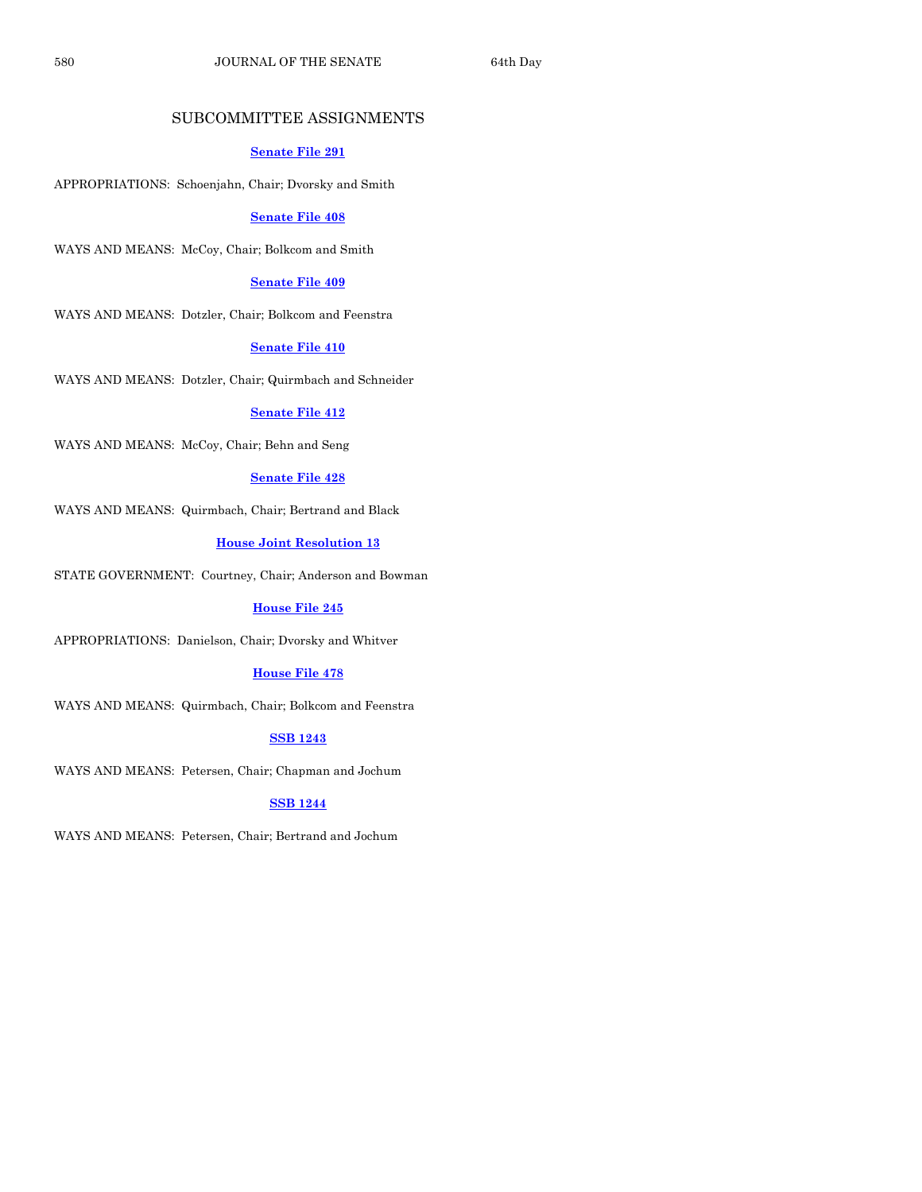## SUBCOMMITTEE ASSIGNMENTS

**Senate File 291**

APPROPRIATIONS: Schoenjahn, Chair; Dvorsky and Smith

**Senate File 408**

WAYS AND MEANS: McCoy, Chair; Bolkcom and Smith

**Senate File 409**

WAYS AND MEANS: Dotzler, Chair; Bolkcom and Feenstra

**Senate File 410**

WAYS AND MEANS: Dotzler, Chair; Quirmbach and Schneider

**Senate File 412**

WAYS AND MEANS: McCoy, Chair; Behn and Seng

**Senate File 428**

WAYS AND MEANS: Quirmbach, Chair; Bertrand and Black

**House Joint Resolution 13**

STATE GOVERNMENT: Courtney, Chair; Anderson and Bowman

**House File 245**

APPROPRIATIONS: Danielson, Chair; Dvorsky and Whitver

**House File 478**

WAYS AND MEANS: Quirmbach, Chair; Bolkcom and Feenstra

**SSB 1243**

WAYS AND MEANS: Petersen, Chair; Chapman and Jochum

**SSB 1244**

WAYS AND MEANS: Petersen, Chair; Bertrand and Jochum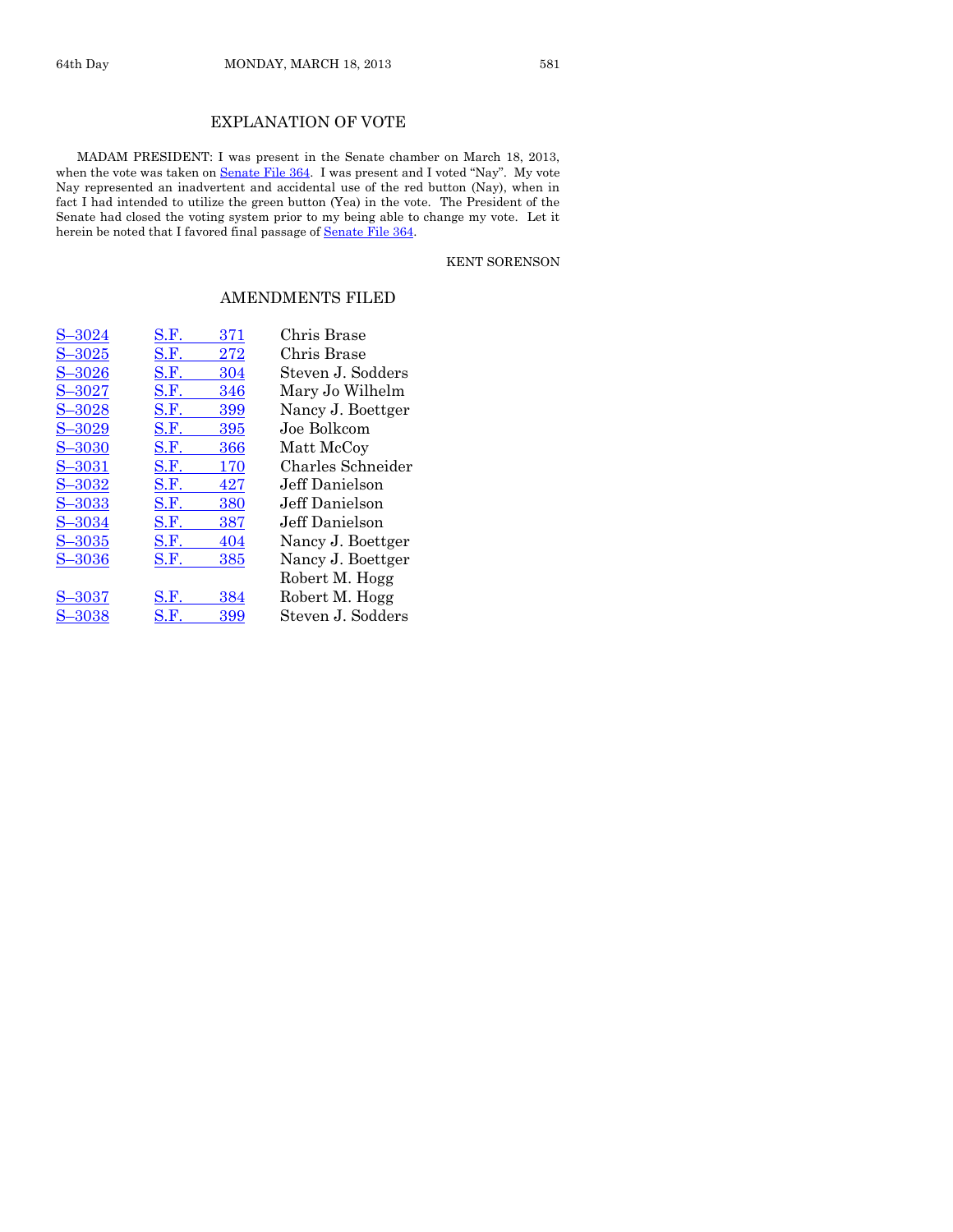## EXPLANATION OF VOTE

MADAM PRESIDENT: I was present in the Senate chamber on March 18, 2013, when the vote was taken on Senate File 364. I was present and I voted "Nay". My vote Nay represented an inadvertent and accidental use of the red button (Nay), when in fact I had intended to utilize the green button (Yea) in the vote. The President of the Senate had closed the voting system prior to my being able to change my vote. Let it herein be noted that I favored final passage of Senate File 364.

KENT SORENSON

## AMENDMENTS FILED

| | | |
|---|---|---|
| S–3024 | S.F. 371 | Chris Brase |
| S–3025 | S.F. 272 | Chris Brase |
| S–3026 | S.F. 304 | Steven J. Sodders |
| S–3027 | S.F. 346 | Mary Jo Wilhelm |
| S–3028 | S.F. 399 | Nancy J. Boettger |
| S–3029 | S.F. 395 | Joe Bolkcom |
| S–3030 | S.F. 366 | Matt McCoy |
| S–3031 | S.F. 170 | Charles Schneider |
| S–3032 | S.F. 427 | Jeff Danielson |
| S–3033 | S.F. 380 | Jeff Danielson |
| S–3034 | S.F. 387 | Jeff Danielson |
| S–3035 | S.F. 404 | Nancy J. Boettger |
| S–3036 | S.F. 385 | Nancy J. Boettger<br>Robert M. Hogg |
| S–3037 | S.F. 384 | Robert M. Hogg |
| S–3038 | S.F. 399 | Steven J. Sodders |